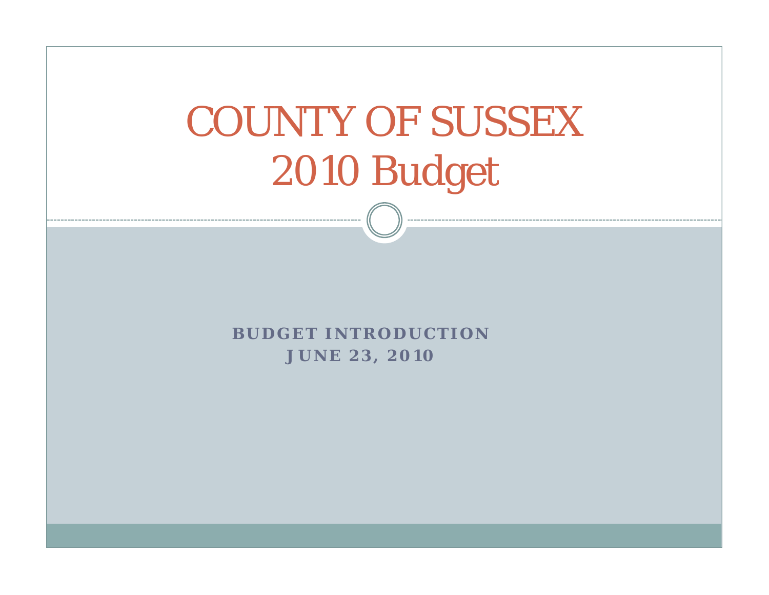# COUNTY OF SUSSEX
# 2010 Budget

**BUDGET INTRODUCTION**
**JUNE 23, 2010**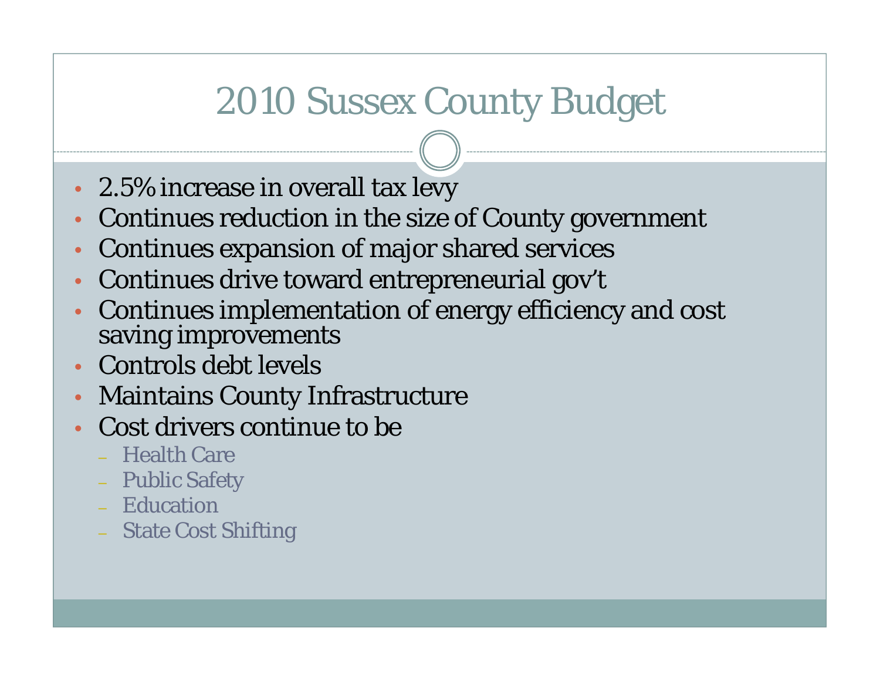# 2010 Sussex County Budget

- 2.5% increase in overall tax levy
- Continues reduction in the size of County government
- Continues expansion of major shared services
- Continues drive toward entrepreneurial gov't
- Continues implementation of energy efficiency and cost saving improvements
- Controls debt levels
- Maintains County Infrastructure
- Cost drivers continue to be
  - Health Care
  - Public Safety
  - Education
  - State Cost Shifting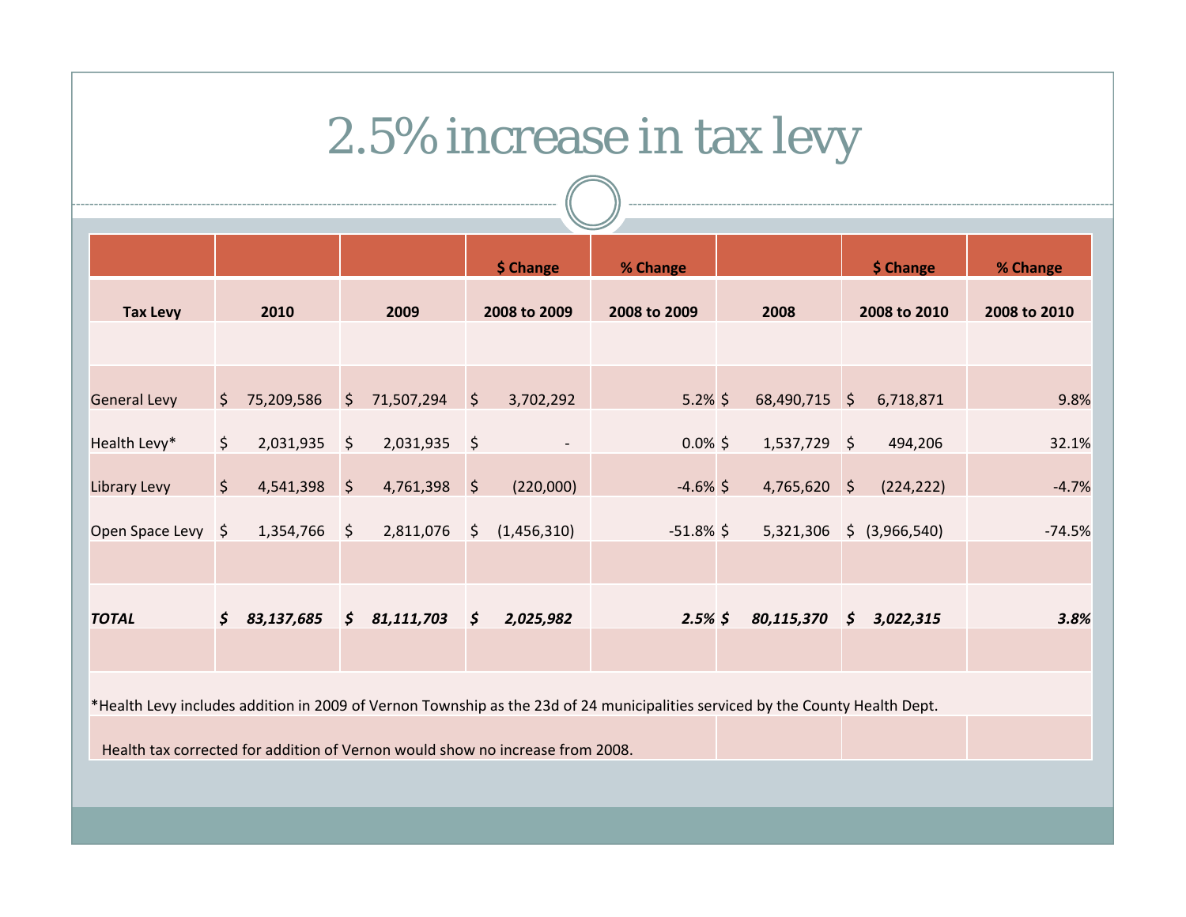# 2.5% increase in tax levy

| Tax Levy | 2010 | 2009 | $ Change 2008 to 2009 | % Change 2008 to 2009 | 2008 | $ Change 2008 to 2010 | % Change 2008 to 2010 |
|---|---|---|---|---|---|---|---|
| | | | | | | | |
| General Levy | $ 75,209,586 | $ 71,507,294 | $ 3,702,292 | 5.2% | $ 68,490,715 | $ 6,718,871 | 9.8% |
| Health Levy* | $ 2,031,935 | $ 2,031,935 | $ - | 0.0% | $ 1,537,729 | $ 494,206 | 32.1% |
| Library Levy | $ 4,541,398 | $ 4,761,398 | $ (220,000) | -4.6% | $ 4,765,620 | $ (224,222) | -4.7% |
| Open Space Levy | $ 1,354,766 | $ 2,811,076 | $ (1,456,310) | -51.8% | $ 5,321,306 | $ (3,966,540) | -74.5% |
| | | | | | | | |
| ***TOTAL*** | ***$ 83,137,685*** | ***$ 81,111,703*** | ***$ 2,025,982*** | ***2.5%*** | ***$ 80,115,370*** | ***$ 3,022,315*** | ***3.8%*** |

*Health Levy includes addition in 2009 of Vernon Township as the 23d of 24 municipalities serviced by the County Health Dept.

Health tax corrected for addition of Vernon would show no increase from 2008.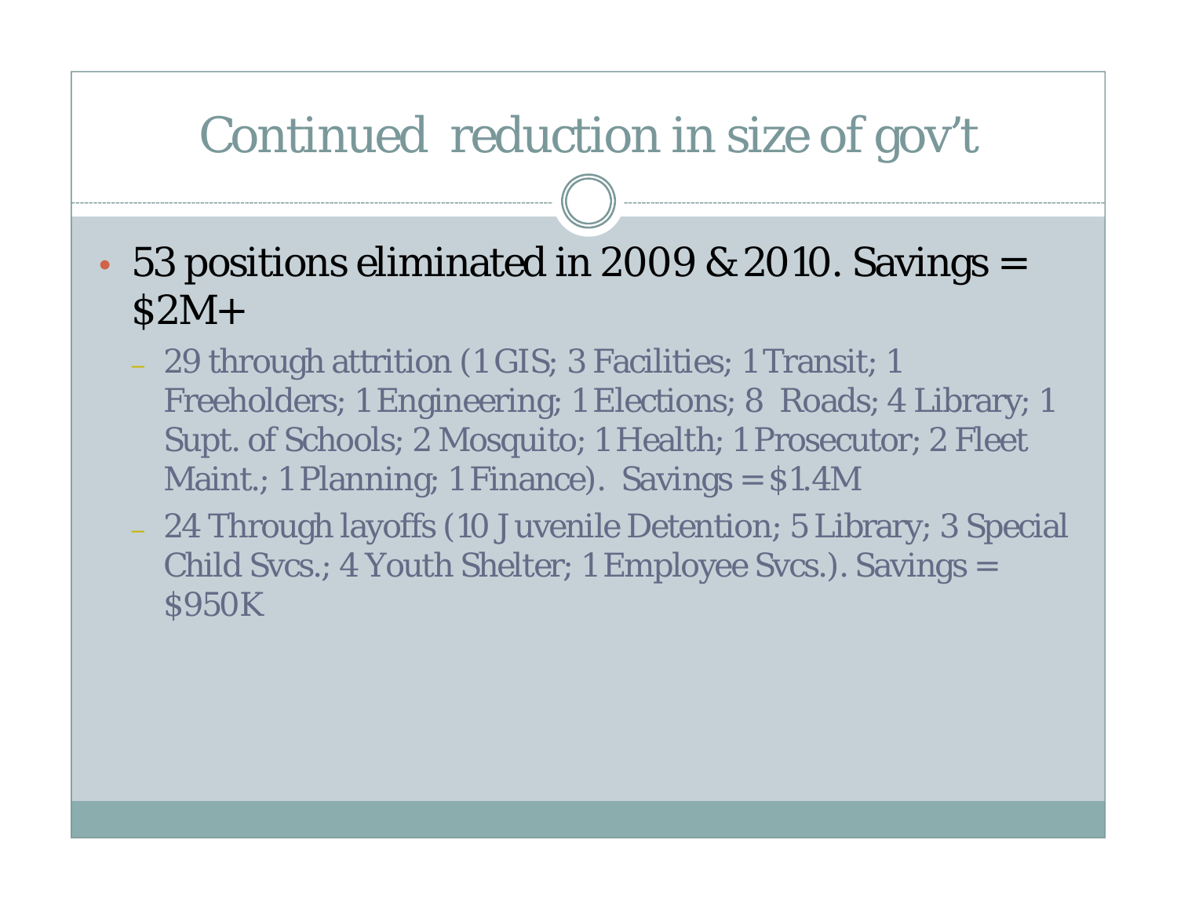# Continued reduction in size of gov't

- 53 positions eliminated in 2009 & 2010. Savings = $2M+
  - 29 through attrition (1 GIS; 3 Facilities; 1 Transit; 1 Freeholders; 1 Engineering; 1 Elections; 8 Roads; 4 Library; 1 Supt. of Schools; 2 Mosquito; 1 Health; 1 Prosecutor; 2 Fleet Maint.; 1 Planning; 1 Finance). Savings = $1.4M
  - 24 Through layoffs (10 Juvenile Detention; 5 Library; 3 Special Child Svcs.; 4 Youth Shelter; 1 Employee Svcs.). Savings = $950K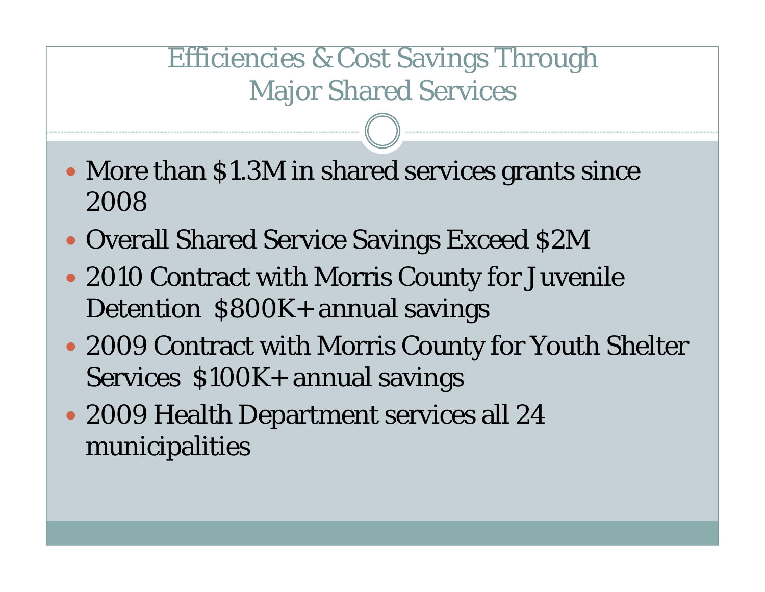# Efficiencies & Cost Savings Through Major Shared Services

- More than $1.3M in shared services grants since 2008
- Overall Shared Service Savings Exceed $2M
- 2010 Contract with Morris County for Juvenile Detention $800K+ annual savings
- 2009 Contract with Morris County for Youth Shelter Services $100K+ annual savings
- 2009 Health Department services all 24 municipalities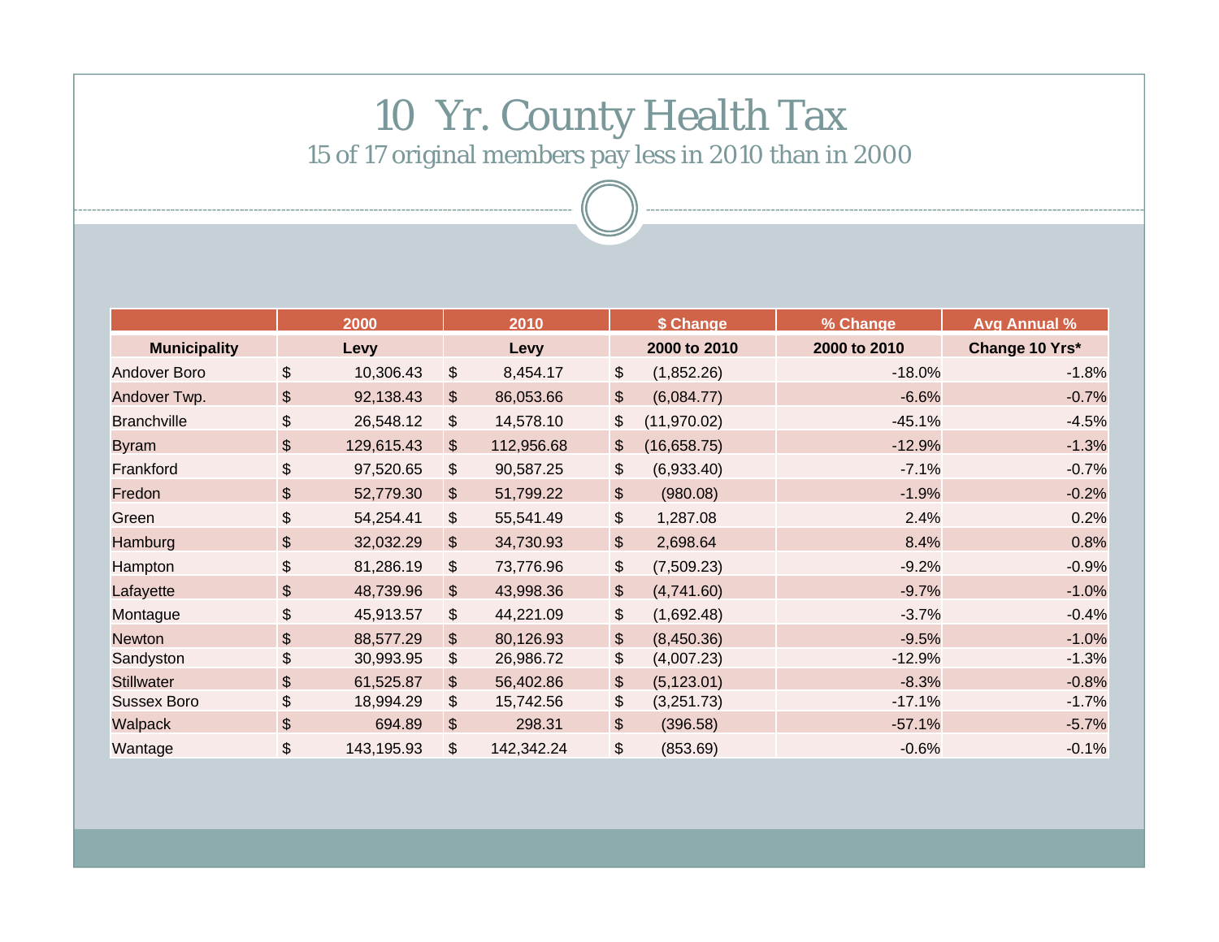# 10 Yr. County Health Tax

## 15 of 17 original members pay less in 2010 than in 2000

| | 2000 | 2010 | $ Change | % Change | Avg Annual % |
|---|---|---|---|---|---|
| **Municipality** | **Levy** | **Levy** | **2000 to 2010** | **2000 to 2010** | **Change 10 Yrs*** |
| Andover Boro | $ 10,306.43 | $ 8,454.17 | $ (1,852.26) | -18.0% | -1.8% |
| Andover Twp. | $ 92,138.43 | $ 86,053.66 | $ (6,084.77) | -6.6% | -0.7% |
| Branchville | $ 26,548.12 | $ 14,578.10 | $ (11,970.02) | -45.1% | -4.5% |
| Byram | $ 129,615.43 | $ 112,956.68 | $ (16,658.75) | -12.9% | -1.3% |
| Frankford | $ 97,520.65 | $ 90,587.25 | $ (6,933.40) | -7.1% | -0.7% |
| Fredon | $ 52,779.30 | $ 51,799.22 | $ (980.08) | -1.9% | -0.2% |
| Green | $ 54,254.41 | $ 55,541.49 | $ 1,287.08 | 2.4% | 0.2% |
| Hamburg | $ 32,032.29 | $ 34,730.93 | $ 2,698.64 | 8.4% | 0.8% |
| Hampton | $ 81,286.19 | $ 73,776.96 | $ (7,509.23) | -9.2% | -0.9% |
| Lafayette | $ 48,739.96 | $ 43,998.36 | $ (4,741.60) | -9.7% | -1.0% |
| Montague | $ 45,913.57 | $ 44,221.09 | $ (1,692.48) | -3.7% | -0.4% |
| Newton | $ 88,577.29 | $ 80,126.93 | $ (8,450.36) | -9.5% | -1.0% |
| Sandyston | $ 30,993.95 | $ 26,986.72 | $ (4,007.23) | -12.9% | -1.3% |
| Stillwater | $ 61,525.87 | $ 56,402.86 | $ (5,123.01) | -8.3% | -0.8% |
| Sussex Boro | $ 18,994.29 | $ 15,742.56 | $ (3,251.73) | -17.1% | -1.7% |
| Walpack | $ 694.89 | $ 298.31 | $ (396.58) | -57.1% | -5.7% |
| Wantage | $ 143,195.93 | $ 142,342.24 | $ (853.69) | -0.6% | -0.1% |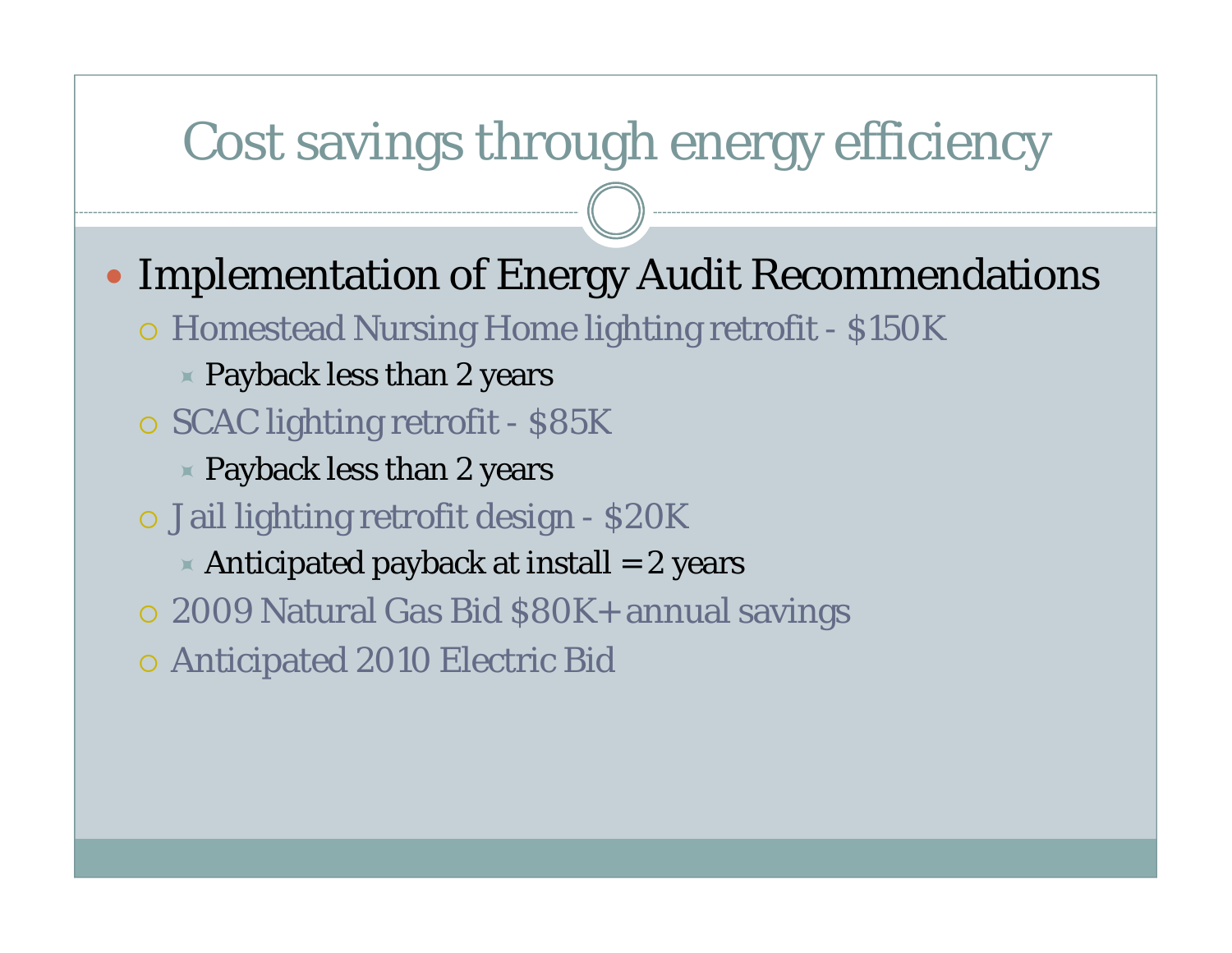# Cost savings through energy efficiency

- Implementation of Energy Audit Recommendations
  - Homestead Nursing Home lighting retrofit - $150K
    - Payback less than 2 years
  - SCAC lighting retrofit - $85K
    - Payback less than 2 years
  - Jail lighting retrofit design - $20K
    - Anticipated payback at install = 2 years
  - 2009 Natural Gas Bid $80K+ annual savings
  - Anticipated 2010 Electric Bid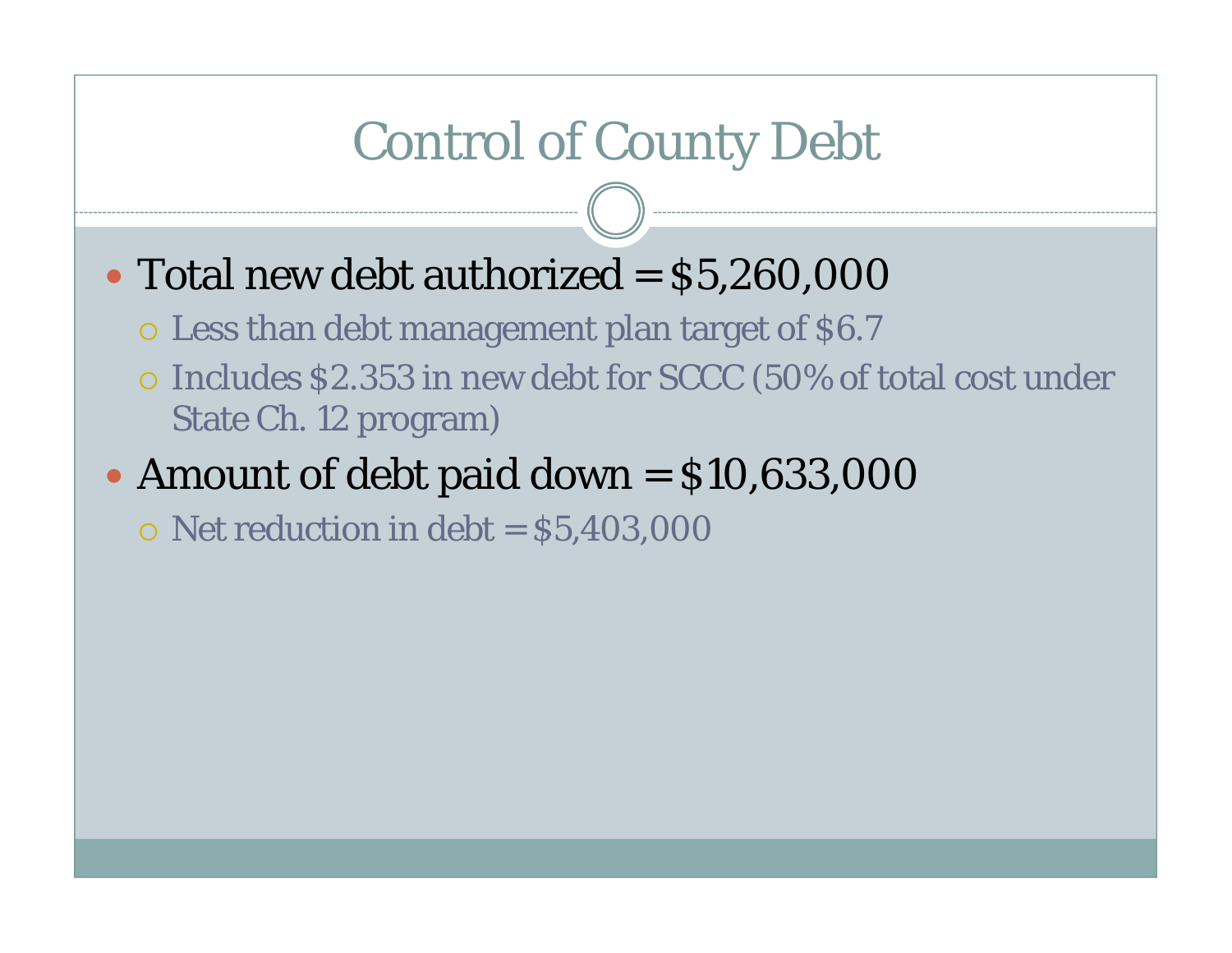# Control of County Debt

- Total new debt authorized = $5,260,000
  - Less than debt management plan target of $6.7
  - Includes $2.353 in new debt for SCCC (50% of total cost under State Ch. 12 program)
- Amount of debt paid down = $10,633,000
  - Net reduction in debt = $5,403,000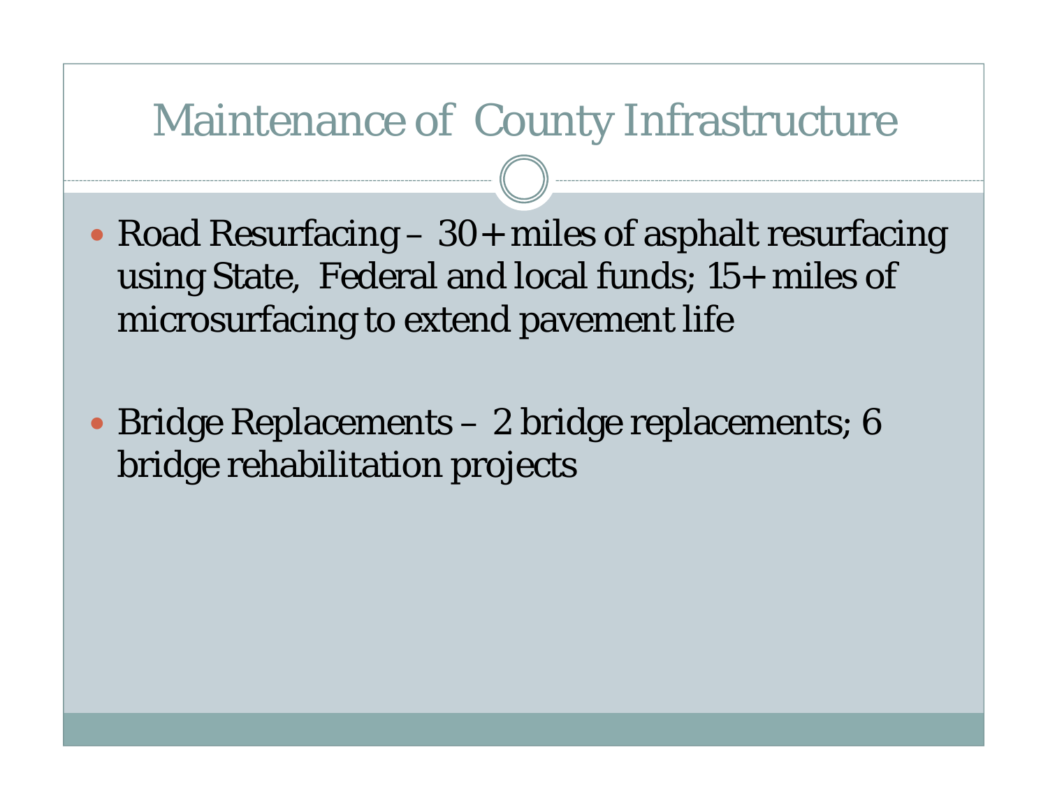# Maintenance of County Infrastructure

- Road Resurfacing – 30+ miles of asphalt resurfacing using State, Federal and local funds; 15+ miles of microsurfacing to extend pavement life

- Bridge Replacements – 2 bridge replacements; 6 bridge rehabilitation projects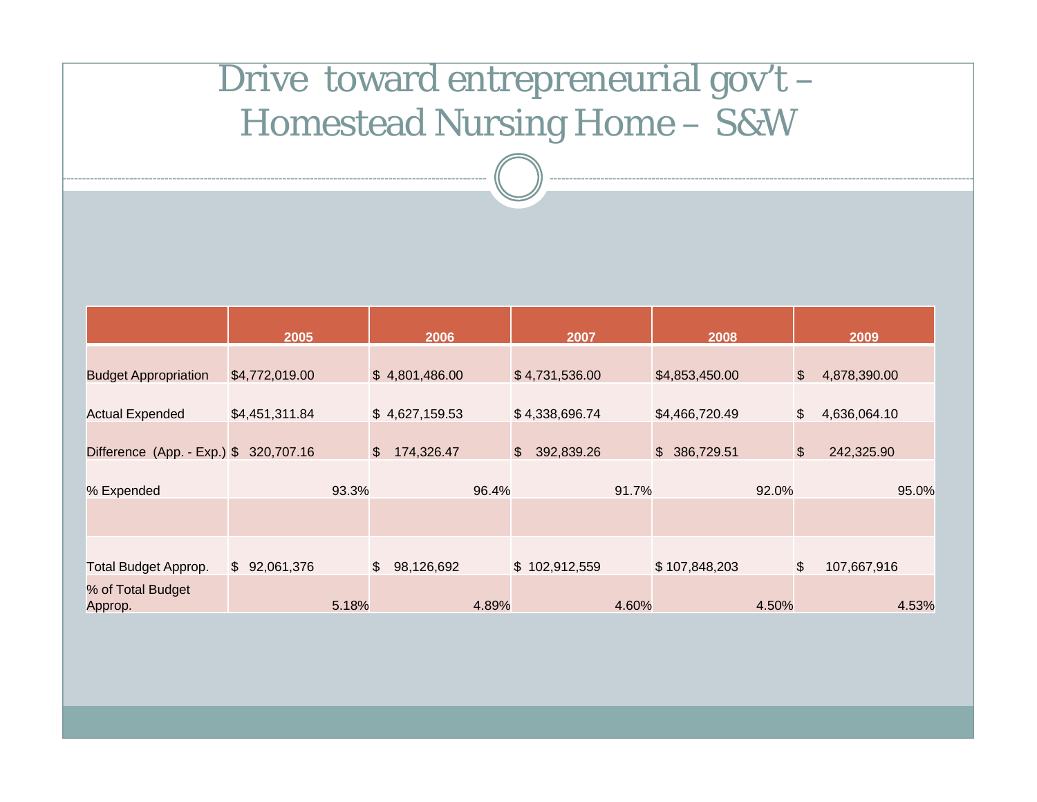# Drive toward entrepreneurial gov't – Homestead Nursing Home – S&W

| | 2005 | 2006 | 2007 | 2008 | 2009 |
|---|---|---|---|---|---|
| Budget Appropriation | $4,772,019.00 | $ 4,801,486.00 | $ 4,731,536.00 | $4,853,450.00 | $ 4,878,390.00 |
| Actual Expended | $4,451,311.84 | $ 4,627,159.53 | $ 4,338,696.74 | $4,466,720.49 | $ 4,636,064.10 |
| Difference (App. - Exp.) | $ 320,707.16 | $ 174,326.47 | $ 392,839.26 | $ 386,729.51 | $ 242,325.90 |
| % Expended | 93.3% | 96.4% | 91.7% | 92.0% | 95.0% |
| | | | | | |
| Total Budget Approp. | $ 92,061,376 | $ 98,126,692 | $ 102,912,559 | $ 107,848,203 | $ 107,667,916 |
| % of Total Budget Approp. | 5.18% | 4.89% | 4.60% | 4.50% | 4.53% |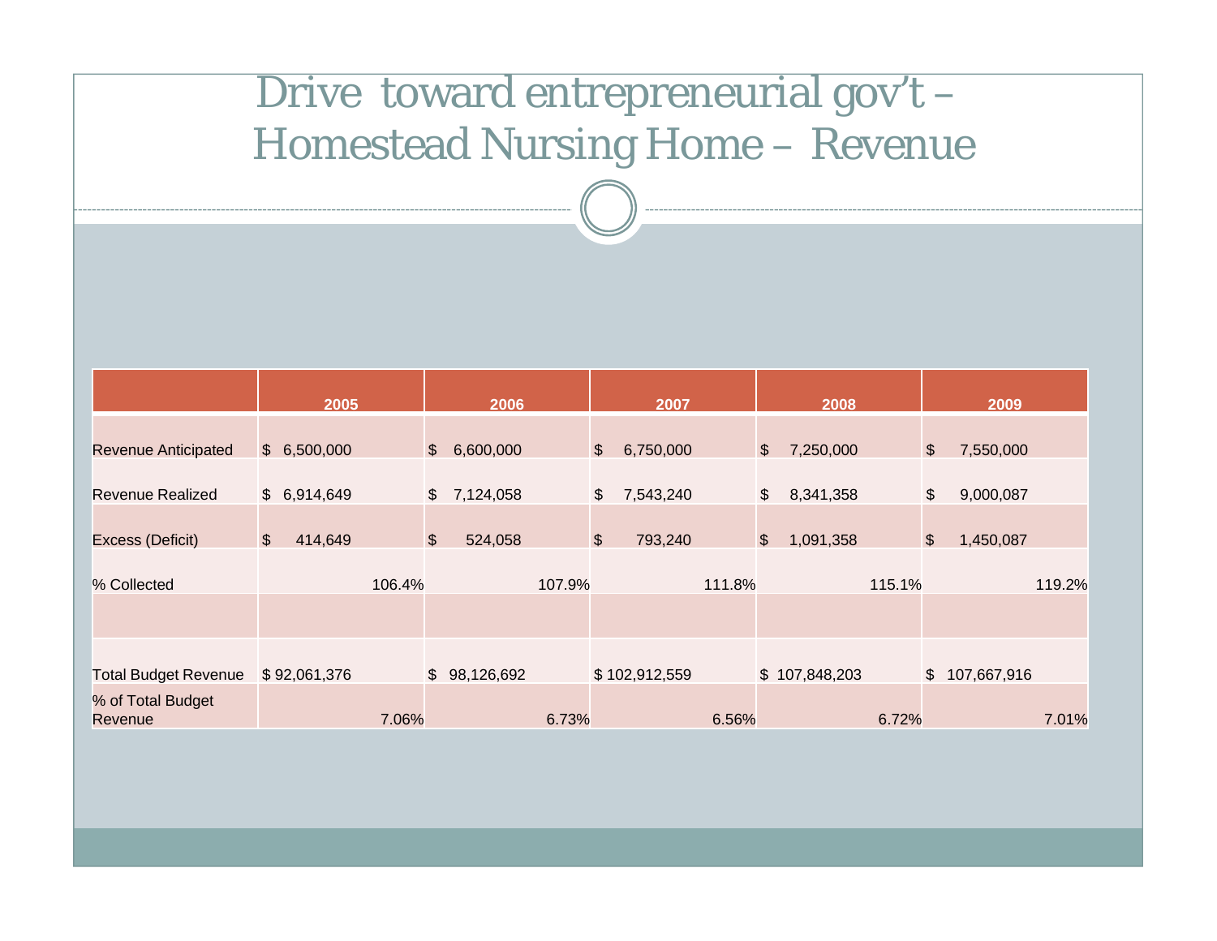# Drive toward entrepreneurial gov't – Homestead Nursing Home – Revenue

| | 2005 | 2006 | 2007 | 2008 | 2009 |
|---|---|---|---|---|---|
| Revenue Anticipated | $ 6,500,000 | $ 6,600,000 | $ 6,750,000 | $ 7,250,000 | $ 7,550,000 |
| Revenue Realized | $ 6,914,649 | $ 7,124,058 | $ 7,543,240 | $ 8,341,358 | $ 9,000,087 |
| Excess (Deficit) | $ 414,649 | $ 524,058 | $ 793,240 | $ 1,091,358 | $ 1,450,087 |
| % Collected | 106.4% | 107.9% | 111.8% | 115.1% | 119.2% |
| | | | | | |
| Total Budget Revenue | $ 92,061,376 | $ 98,126,692 | $ 102,912,559 | $ 107,848,203 | $ 107,667,916 |
| % of Total Budget Revenue | 7.06% | 6.73% | 6.56% | 6.72% | 7.01% |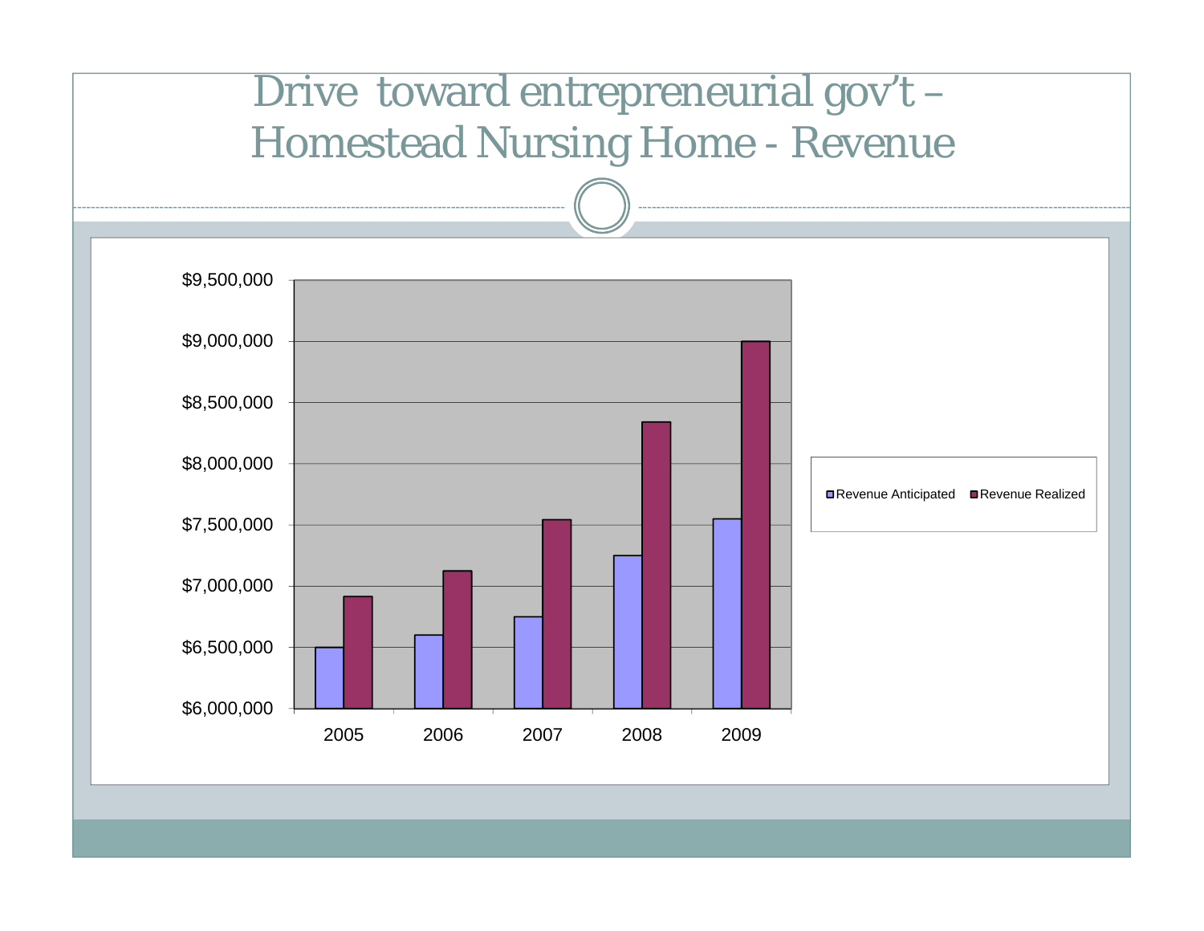# Drive toward entrepreneurial gov't – Homestead Nursing Home - Revenue

$9,500,000
$9,000,000
$8,500,000
$8,000,000
$7,500,000
$7,000,000
$6,500,000
$6,000,000

2005 2006 2007 2008 2009

Revenue Anticipated Revenue Realized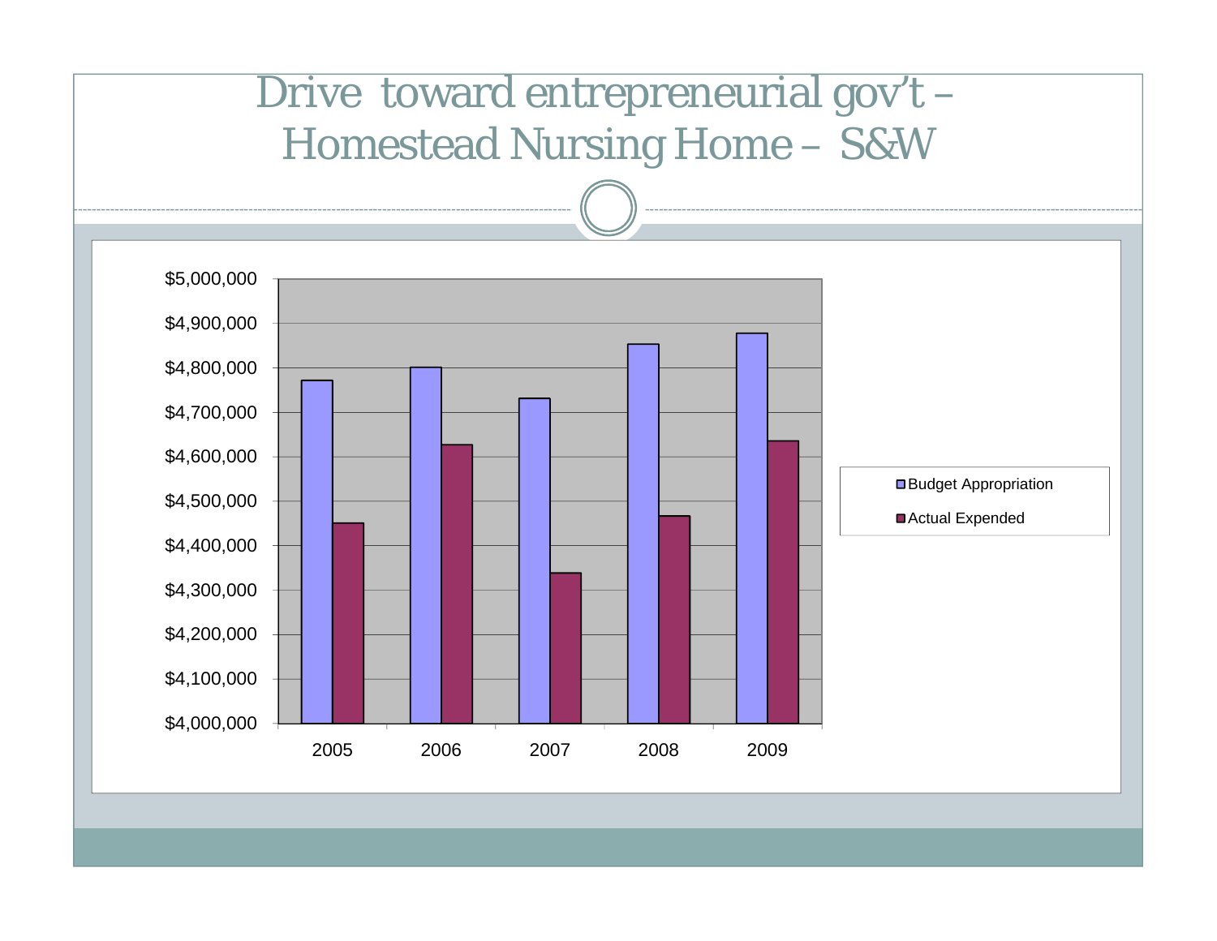# Drive toward entrepreneurial gov't – Homestead Nursing Home – S&W

$5,000,000
$4,900,000
$4,800,000
$4,700,000
$4,600,000
$4,500,000
$4,400,000
$4,300,000
$4,200,000
$4,100,000
$4,000,000

2005 2006 2007 2008 2009

Budget Appropriation
Actual Expended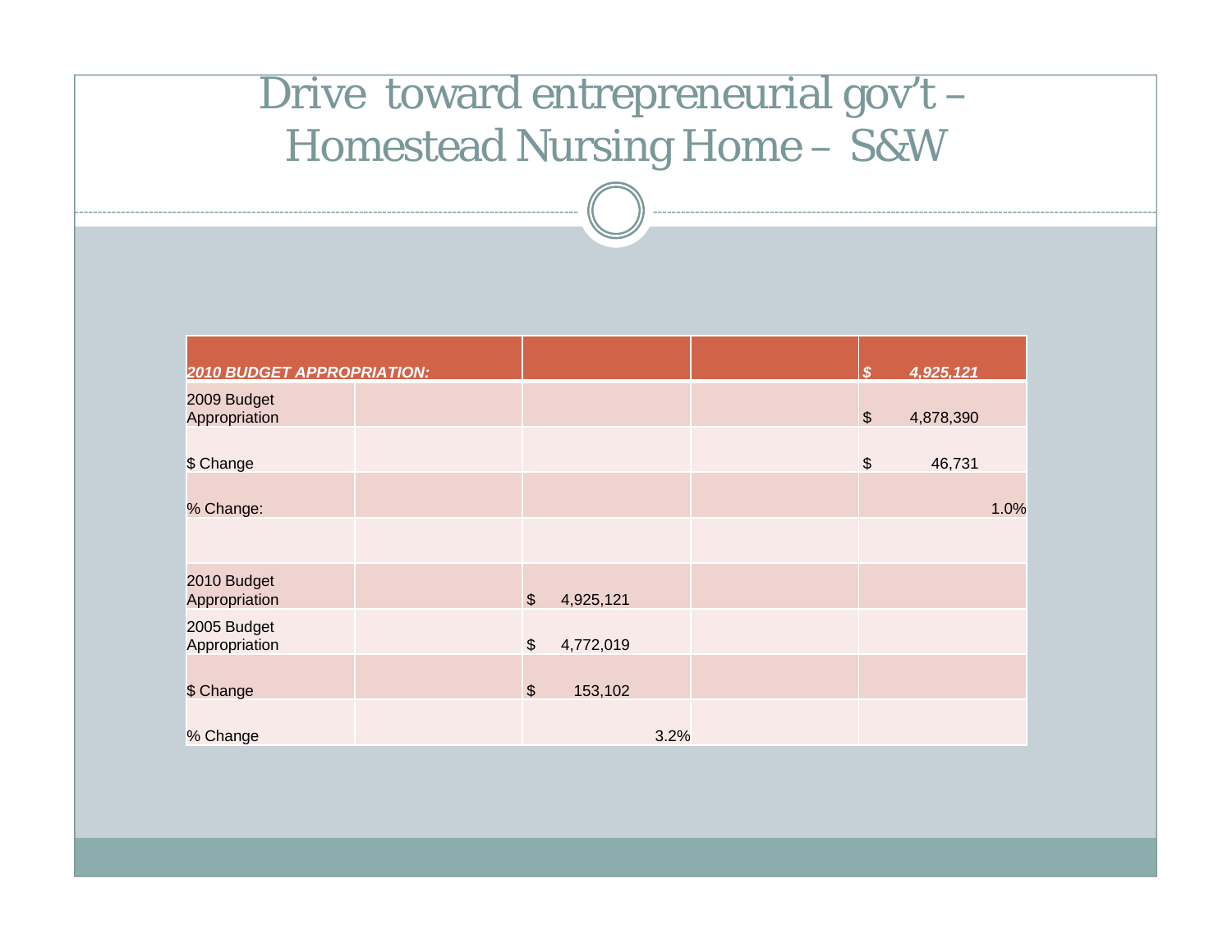# Drive toward entrepreneurial gov't – Homestead Nursing Home – S&W

| *2010 BUDGET APPROPRIATION:* | | | | *$ 4,925,121* |
|---|---|---|---|---|
| 2009 Budget Appropriation | | | | $ 4,878,390 |
| $ Change | | | | $ 46,731 |
| % Change: | | | | 1.0% |
| | | | | |
| 2010 Budget Appropriation | | $ 4,925,121 | | |
| 2005 Budget Appropriation | | $ 4,772,019 | | |
| $ Change | | $ 153,102 | | |
| % Change | | 3.2% | | |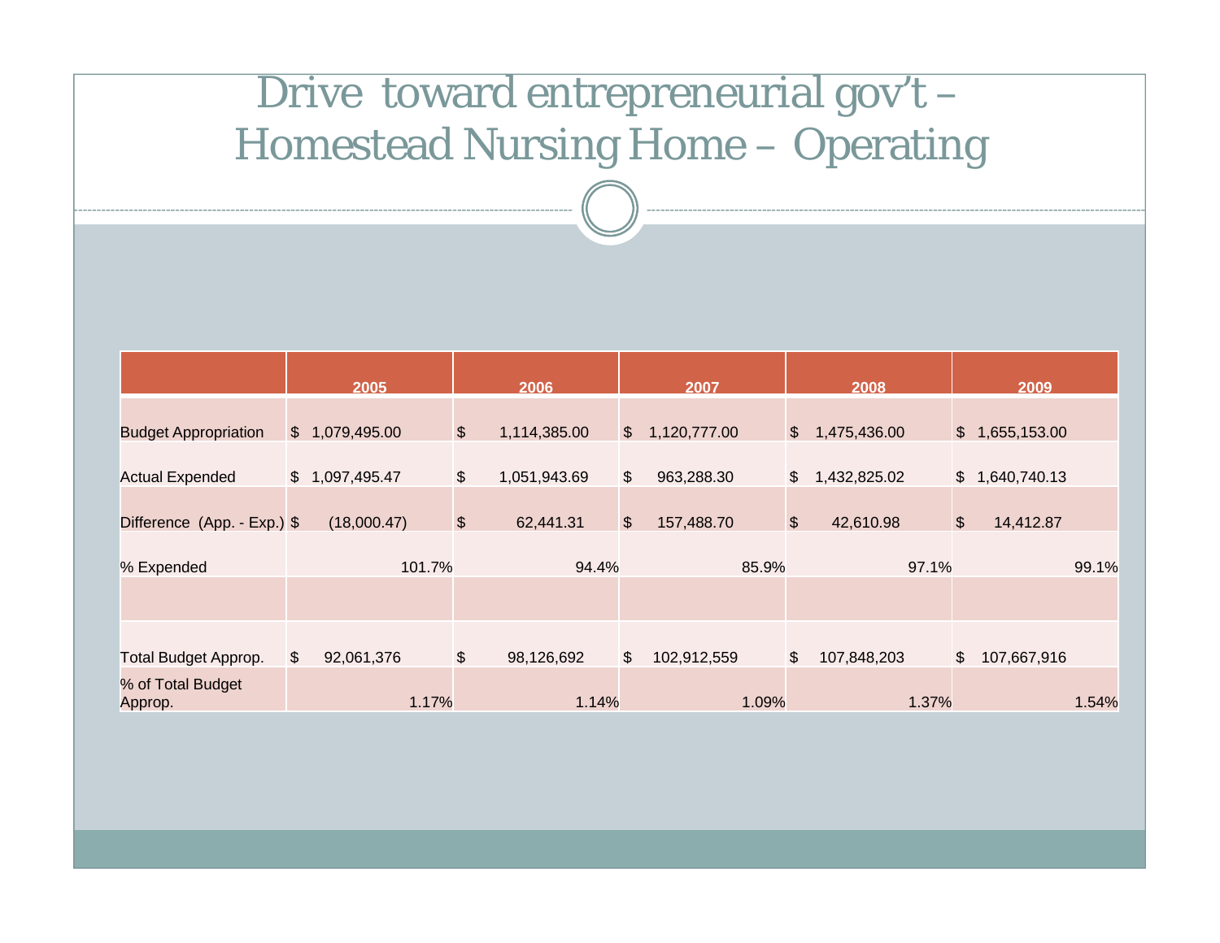# Drive toward entrepreneurial gov't – Homestead Nursing Home – Operating

| | 2005 | 2006 | 2007 | 2008 | 2009 |
|---|---|---|---|---|---|
| Budget Appropriation | $ 1,079,495.00 | $ 1,114,385.00 | $ 1,120,777.00 | $ 1,475,436.00 | $ 1,655,153.00 |
| Actual Expended | $ 1,097,495.47 | $ 1,051,943.69 | $ 963,288.30 | $ 1,432,825.02 | $ 1,640,740.13 |
| Difference (App. - Exp.) | $ (18,000.47) | $ 62,441.31 | $ 157,488.70 | $ 42,610.98 | $ 14,412.87 |
| % Expended | 101.7% | 94.4% | 85.9% | 97.1% | 99.1% |
| | | | | | |
| Total Budget Approp. | $ 92,061,376 | $ 98,126,692 | $ 102,912,559 | $ 107,848,203 | $ 107,667,916 |
| % of Total Budget Approp. | 1.17% | 1.14% | 1.09% | 1.37% | 1.54% |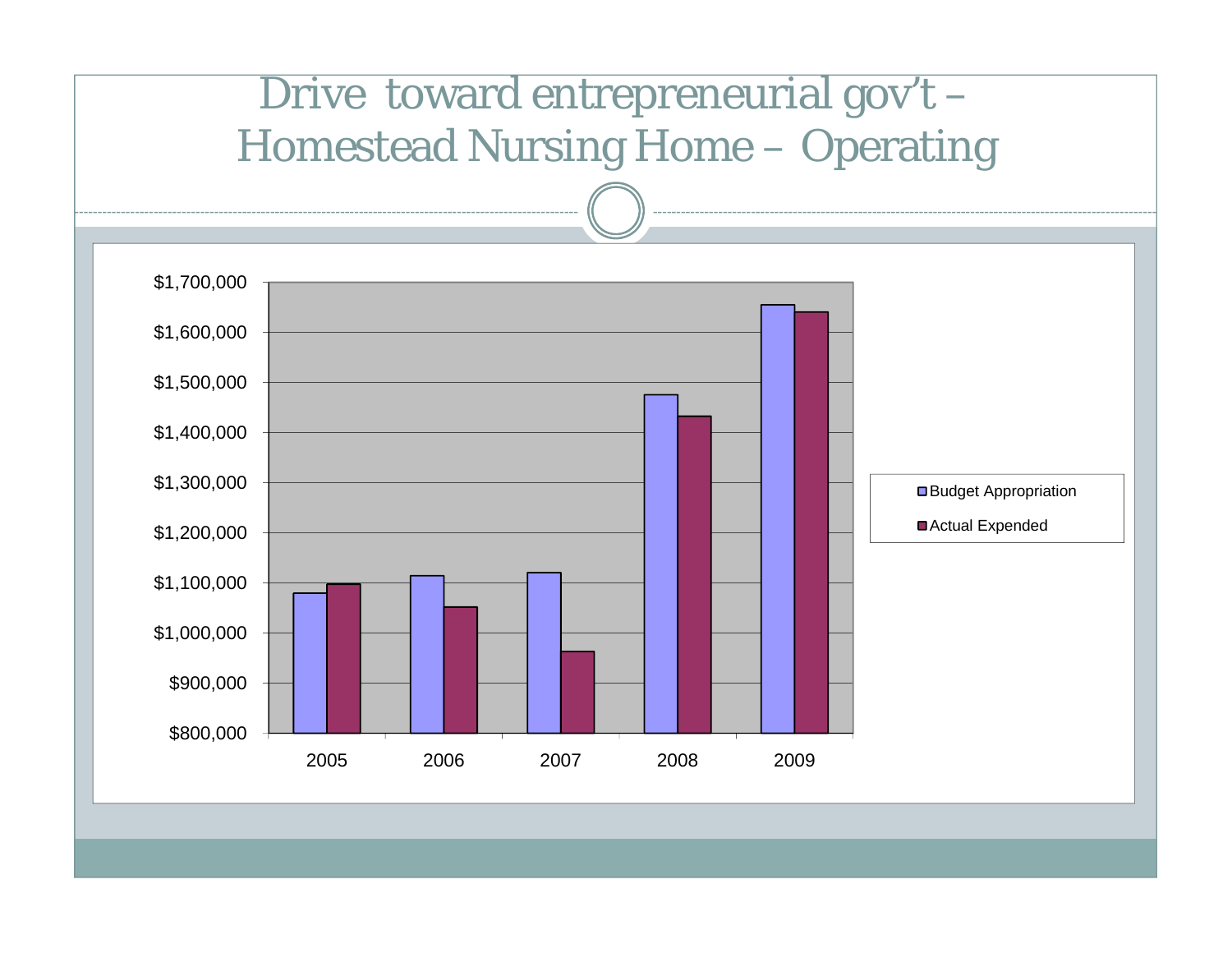# Drive toward entrepreneurial gov't – Homestead Nursing Home – Operating

$1,700,000
$1,600,000
$1,500,000
$1,400,000
$1,300,000
$1,200,000
$1,100,000
$1,000,000
$900,000
$800,000

2005 2006 2007 2008 2009

Budget Appropriation
Actual Expended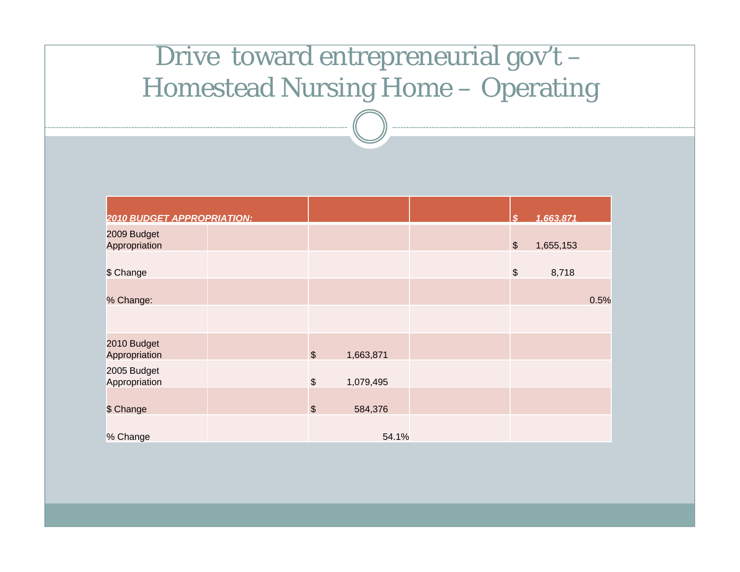# Drive toward entrepreneurial gov't – Homestead Nursing Home – Operating

| ***2010 BUDGET APPROPRIATION:*** | | | | ***$ 1,663,871*** |
|---|---|---|---|---|
| 2009 Budget Appropriation | | | | $ 1,655,153 |
| $ Change | | | | $ 8,718 |
| % Change: | | | | 0.5% |
| | | | | |
| 2010 Budget Appropriation | | $ 1,663,871 | | |
| 2005 Budget Appropriation | | $ 1,079,495 | | |
| $ Change | | $ 584,376 | | |
| % Change | | 54.1% | | |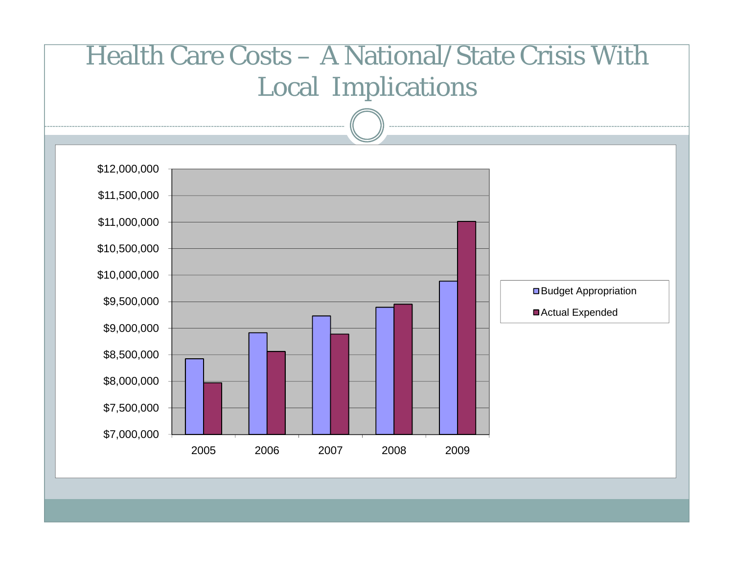# Health Care Costs – A National/State Crisis With Local Implications

| Year | Budget Appropriation | Actual Expended |
| --- | --- | --- |
| 2005 | ~$8,420,000 | ~$7,970,000 |
| 2006 | ~$8,910,000 | ~$8,560,000 |
| 2007 | ~$9,230,000 | ~$8,890,000 |
| 2008 | ~$9,390,000 | ~$9,450,000 |
| 2009 | ~$9,880,000 | ~$11,010,000 |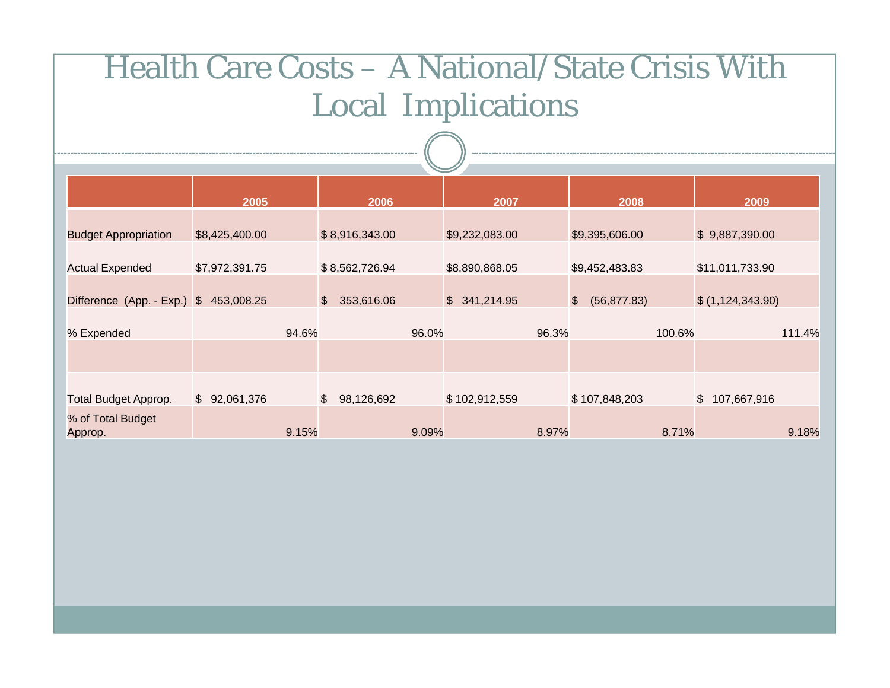# Health Care Costs – A National/State Crisis With Local Implications

| | 2005 | 2006 | 2007 | 2008 | 2009 |
|---|---|---|---|---|---|
| Budget Appropriation | $8,425,400.00 | $ 8,916,343.00 | $9,232,083.00 | $9,395,606.00 | $ 9,887,390.00 |
| Actual Expended | $7,972,391.75 | $ 8,562,726.94 | $8,890,868.05 | $9,452,483.83 | $11,011,733.90 |
| Difference (App. - Exp.) | $ 453,008.25 | $ 353,616.06 | $ 341,214.95 | $ (56,877.83) | $ (1,124,343.90) |
| % Expended | 94.6% | 96.0% | 96.3% | 100.6% | 111.4% |
| | | | | | |
| Total Budget Approp. | $ 92,061,376 | $ 98,126,692 | $ 102,912,559 | $ 107,848,203 | $ 107,667,916 |
| % of Total Budget Approp. | 9.15% | 9.09% | 8.97% | 8.71% | 9.18% |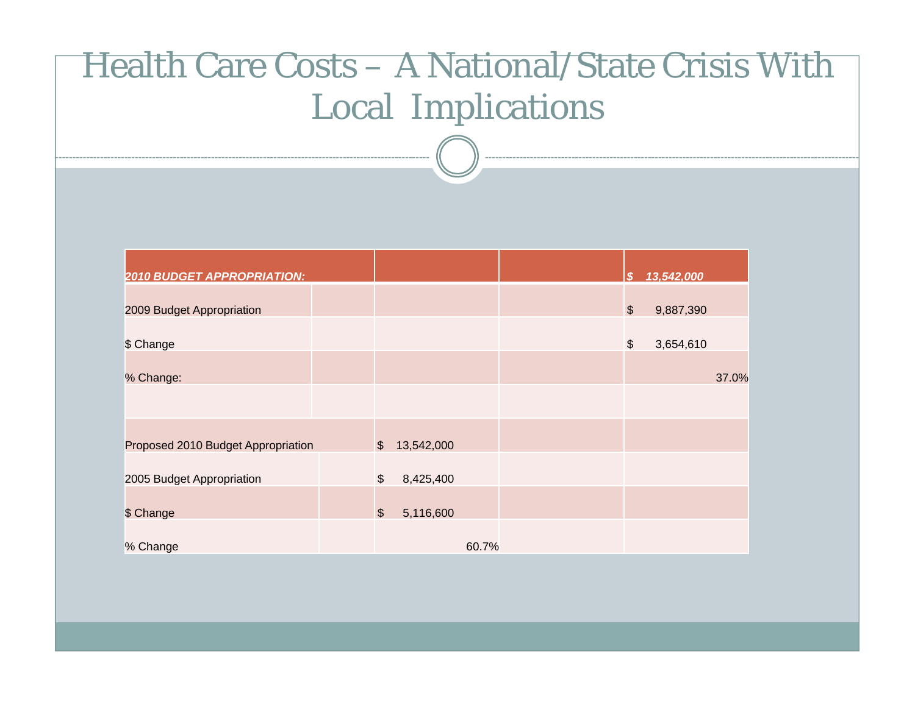# Health Care Costs – A National/State Crisis With Local Implications

| *2010 BUDGET APPROPRIATION:* | | | *$ 13,542,000* |
|---|---|---|---|
| 2009 Budget Appropriation | | | $ 9,887,390 |
| $ Change | | | $ 3,654,610 |
| % Change: | | | 37.0% |
| | | | |
| Proposed 2010 Budget Appropriation | $ 13,542,000 | | |
| 2005 Budget Appropriation | $ 8,425,400 | | |
| $ Change | $ 5,116,600 | | |
| % Change | 60.7% | | |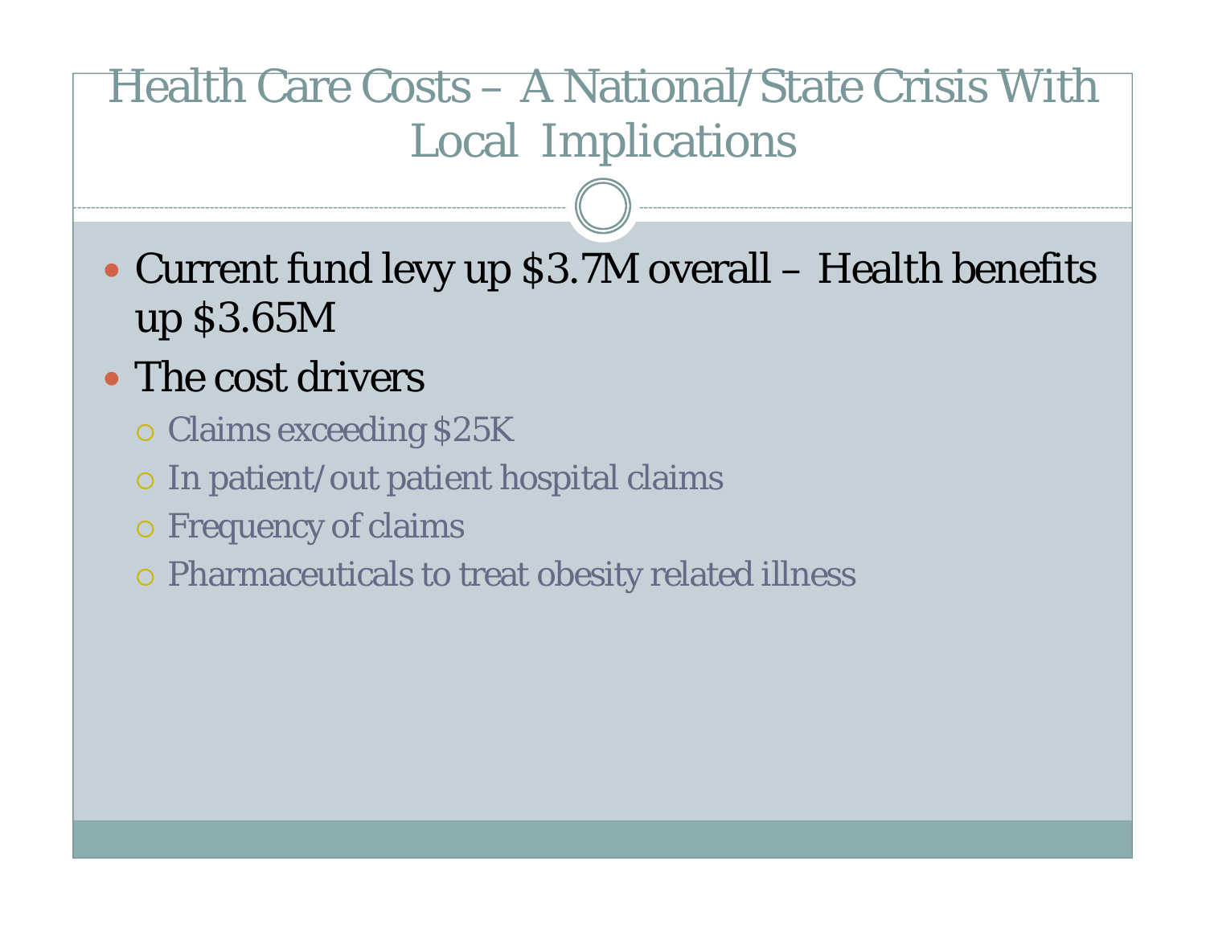# Health Care Costs – A National/State Crisis With Local Implications

- Current fund levy up $3.7M overall – Health benefits up $3.65M
- The cost drivers
  - Claims exceeding $25K
  - In patient/out patient hospital claims
  - Frequency of claims
  - Pharmaceuticals to treat obesity related illness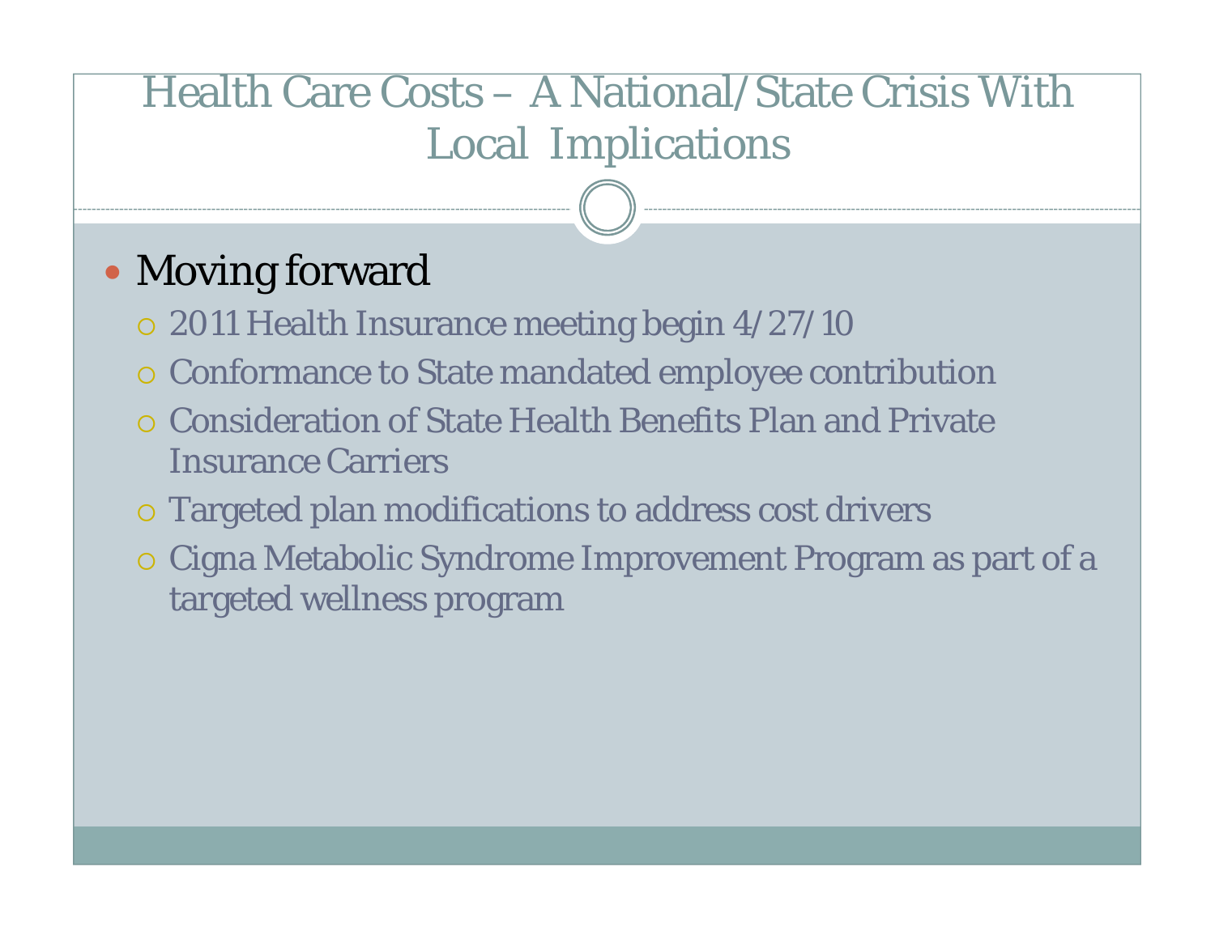# Health Care Costs – A National/State Crisis With Local Implications

- Moving forward
  - 2011 Health Insurance meeting begin 4/27/10
  - Conformance to State mandated employee contribution
  - Consideration of State Health Benefits Plan and Private Insurance Carriers
  - Targeted plan modifications to address cost drivers
  - Cigna Metabolic Syndrome Improvement Program as part of a targeted wellness program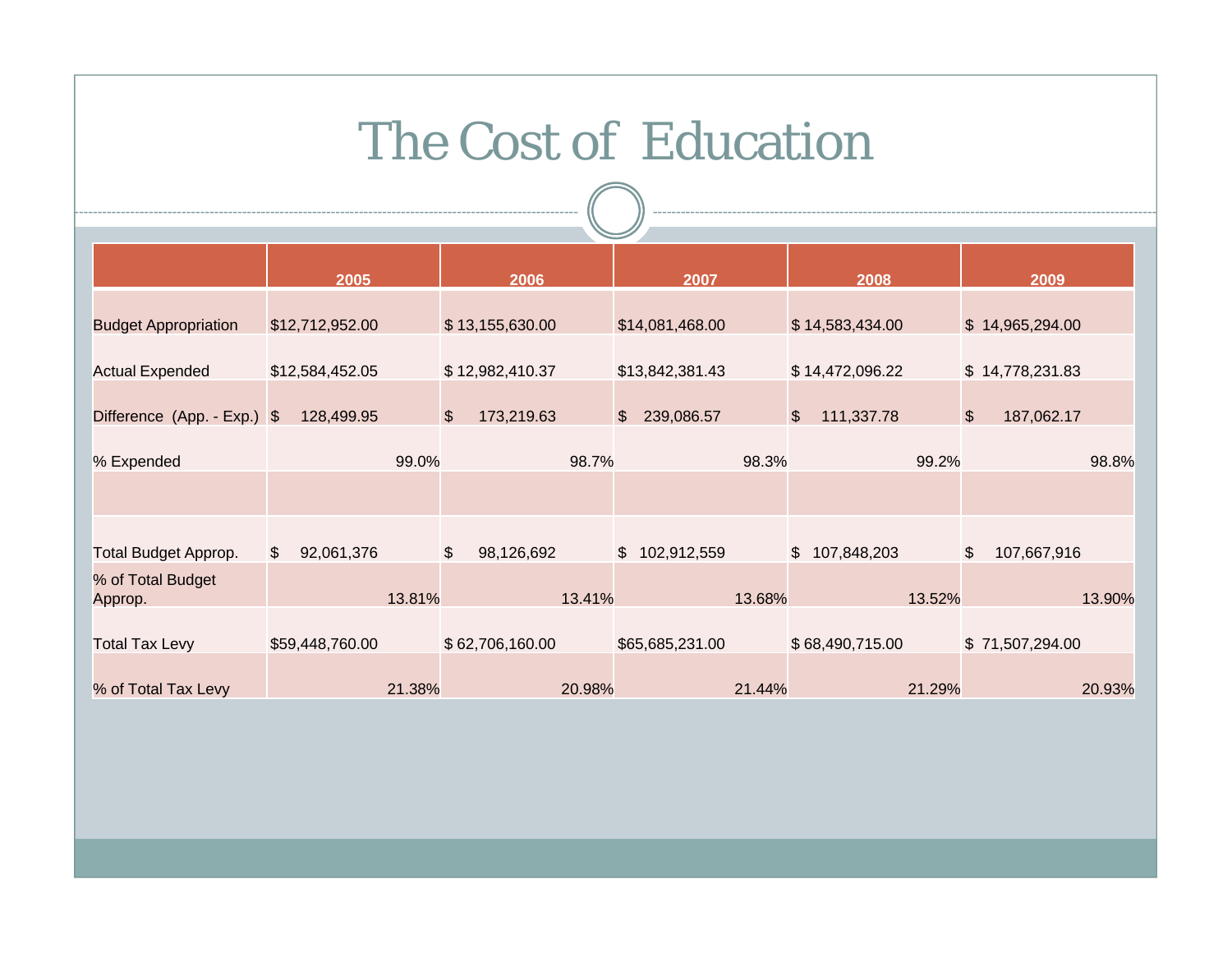# The Cost of Education

| | 2005 | 2006 | 2007 | 2008 | 2009 |
|---|---|---|---|---|---|
| Budget Appropriation | $12,712,952.00 | $ 13,155,630.00 | $14,081,468.00 | $ 14,583,434.00 | $ 14,965,294.00 |
| Actual Expended | $12,584,452.05 | $ 12,982,410.37 | $13,842,381.43 | $ 14,472,096.22 | $ 14,778,231.83 |
| Difference (App. - Exp.) | $ 128,499.95 | $ 173,219.63 | $ 239,086.57 | $ 111,337.78 | $ 187,062.17 |
| % Expended | 99.0% | 98.7% | 98.3% | 99.2% | 98.8% |
| | | | | | |
| Total Budget Approp. | $ 92,061,376 | $ 98,126,692 | $ 102,912,559 | $ 107,848,203 | $ 107,667,916 |
| % of Total Budget Approp. | 13.81% | 13.41% | 13.68% | 13.52% | 13.90% |
| Total Tax Levy | $59,448,760.00 | $ 62,706,160.00 | $65,685,231.00 | $ 68,490,715.00 | $ 71,507,294.00 |
| % of Total Tax Levy | 21.38% | 20.98% | 21.44% | 21.29% | 20.93% |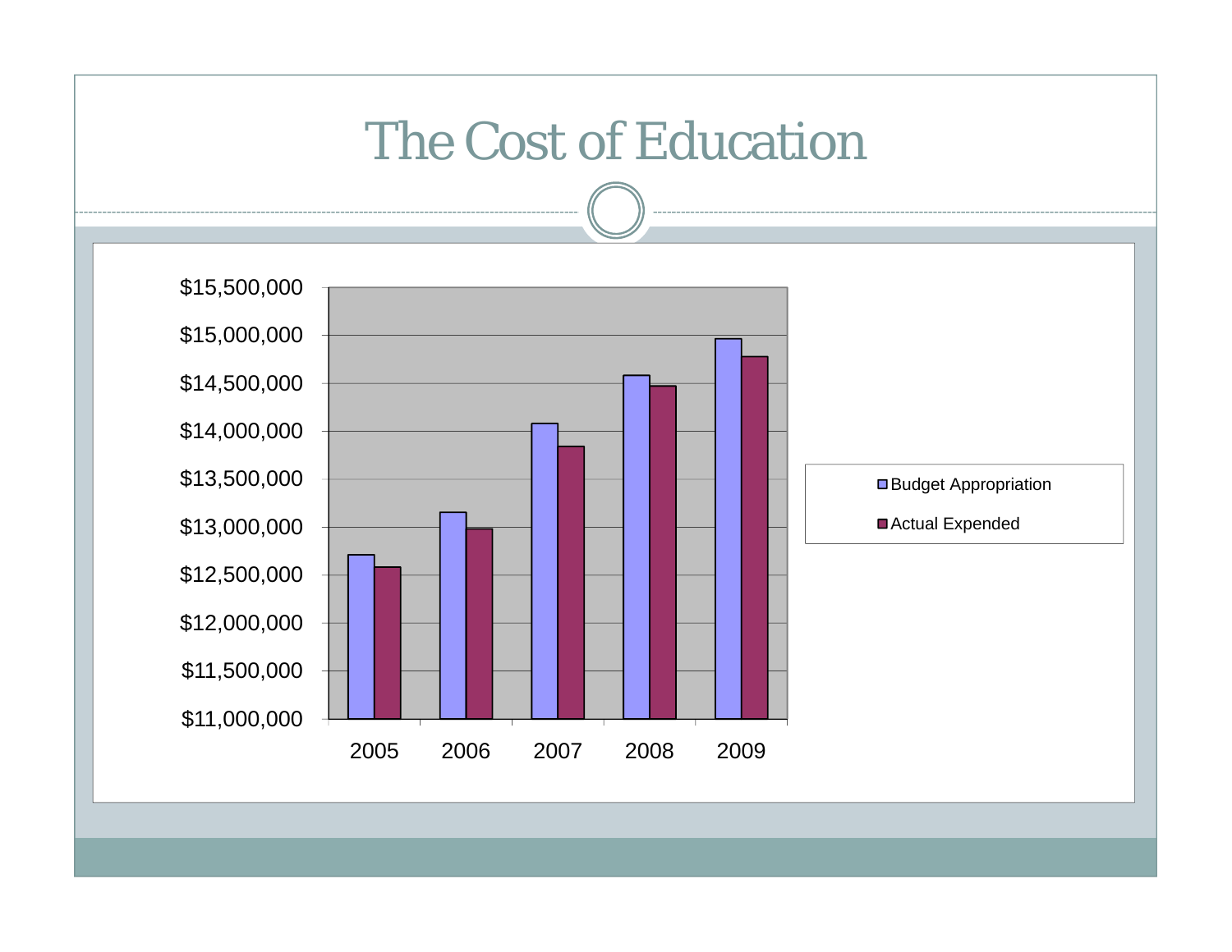# The Cost of Education

| Year | Budget Appropriation | Actual Expended |
|---|---|---|
| 2005 | ~$12,710,000 | ~$12,580,000 |
| 2006 | ~$13,150,000 | ~$12,980,000 |
| 2007 | ~$14,080,000 | ~$13,840,000 |
| 2008 | ~$14,580,000 | ~$14,470,000 |
| 2009 | ~$14,960,000 | ~$14,780,000 |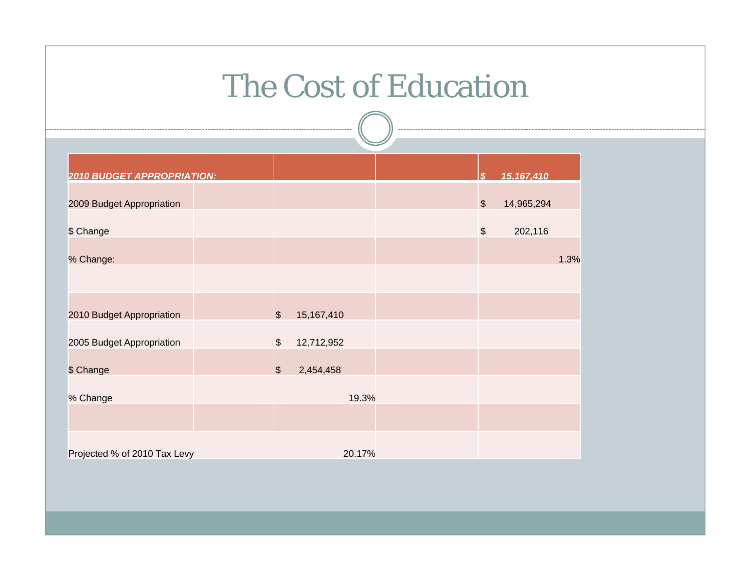# The Cost of Education

| ***2010 BUDGET APPROPRIATION:*** | | | | ***$ 15,167,410*** |
|---|---|---|---|---|
| 2009 Budget Appropriation | | | | $ 14,965,294 |
| $ Change | | | | $ 202,116 |
| % Change: | | | | 1.3% |
| | | | | |
| 2010 Budget Appropriation | | $ 15,167,410 | | |
| 2005 Budget Appropriation | | $ 12,712,952 | | |
| $ Change | | $ 2,454,458 | | |
| % Change | | 19.3% | | |
| | | | | |
| Projected % of 2010 Tax Levy | | 20.17% | | |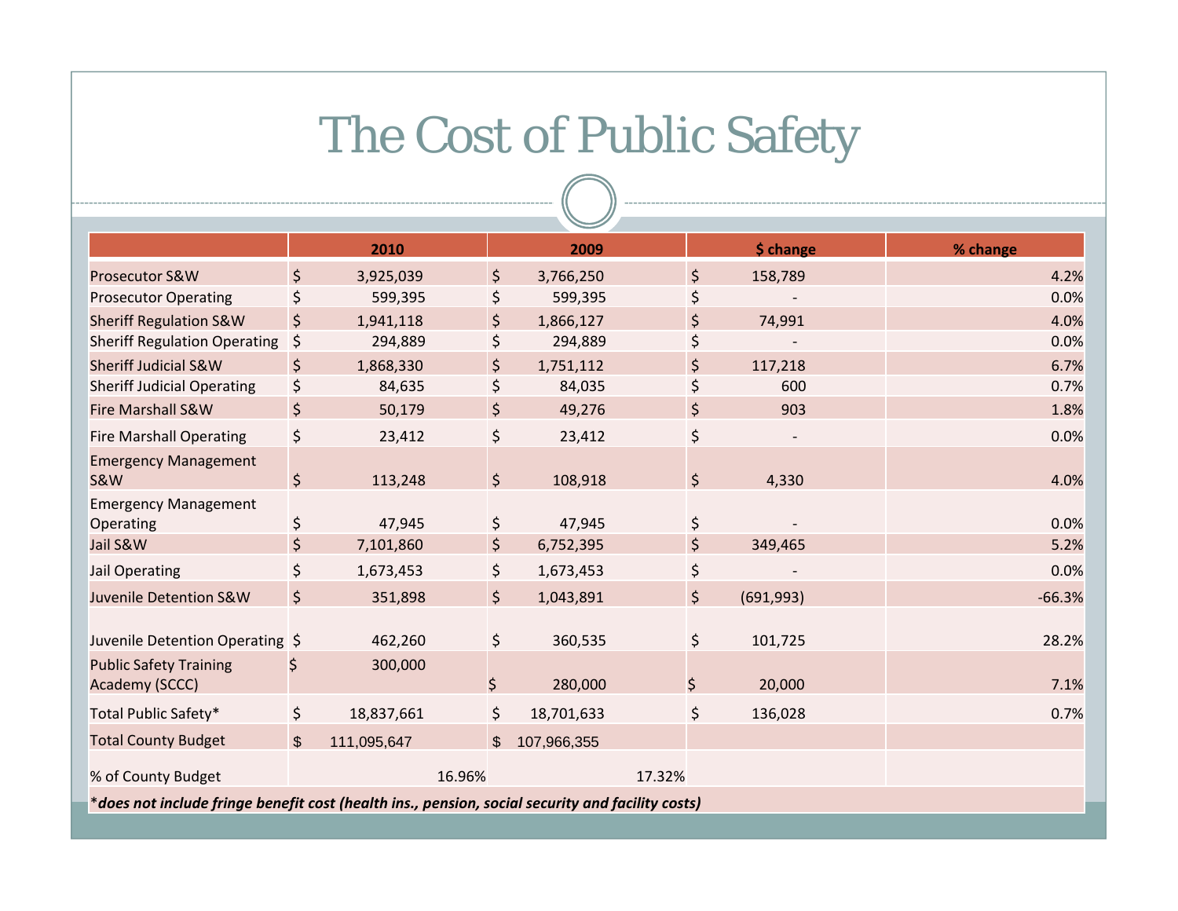# The Cost of Public Safety

| | 2010 | 2009 | $ change | % change |
|---|---|---|---|---|
| Prosecutor S&W | $ 3,925,039 | $ 3,766,250 | $ 158,789 | 4.2% |
| Prosecutor Operating | $ 599,395 | $ 599,395 | $ - | 0.0% |
| Sheriff Regulation S&W | $ 1,941,118 | $ 1,866,127 | $ 74,991 | 4.0% |
| Sheriff Regulation Operating | $ 294,889 | $ 294,889 | $ - | 0.0% |
| Sheriff Judicial S&W | $ 1,868,330 | $ 1,751,112 | $ 117,218 | 6.7% |
| Sheriff Judicial Operating | $ 84,635 | $ 84,035 | $ 600 | 0.7% |
| Fire Marshall S&W | $ 50,179 | $ 49,276 | $ 903 | 1.8% |
| Fire Marshall Operating | $ 23,412 | $ 23,412 | $ - | 0.0% |
| Emergency Management S&W | $ 113,248 | $ 108,918 | $ 4,330 | 4.0% |
| Emergency Management Operating | $ 47,945 | $ 47,945 | $ - | 0.0% |
| Jail S&W | $ 7,101,860 | $ 6,752,395 | $ 349,465 | 5.2% |
| Jail Operating | $ 1,673,453 | $ 1,673,453 | $ - | 0.0% |
| Juvenile Detention S&W | $ 351,898 | $ 1,043,891 | $ (691,993) | -66.3% |
| Juvenile Detention Operating | $ 462,260 | $ 360,535 | $ 101,725 | 28.2% |
| Public Safety Training Academy (SCCC) | $ 300,000 | $ 280,000 | $ 20,000 | 7.1% |
| Total Public Safety* | $ 18,837,661 | $ 18,701,633 | $ 136,028 | 0.7% |
| Total County Budget | $ 111,095,647 | $ 107,966,355 | | |
| % of County Budget | 16.96% | 17.32% | | |

**\****does not include fringe benefit cost (health ins., pension, social security and facility costs)*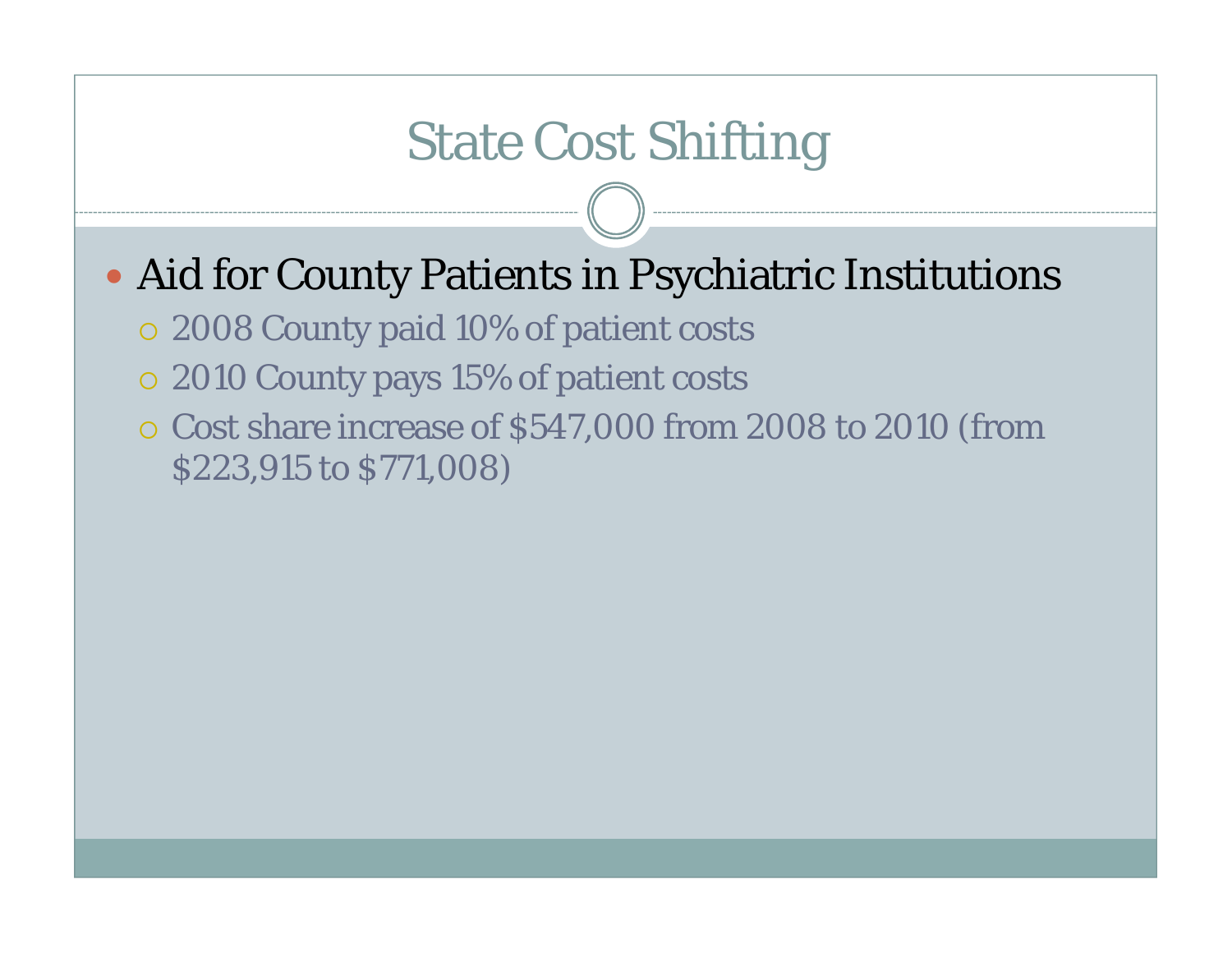# State Cost Shifting

- Aid for County Patients in Psychiatric Institutions
  - 2008 County paid 10% of patient costs
  - 2010 County pays 15% of patient costs
  - Cost share increase of $547,000 from 2008 to 2010 (from $223,915 to $771,008)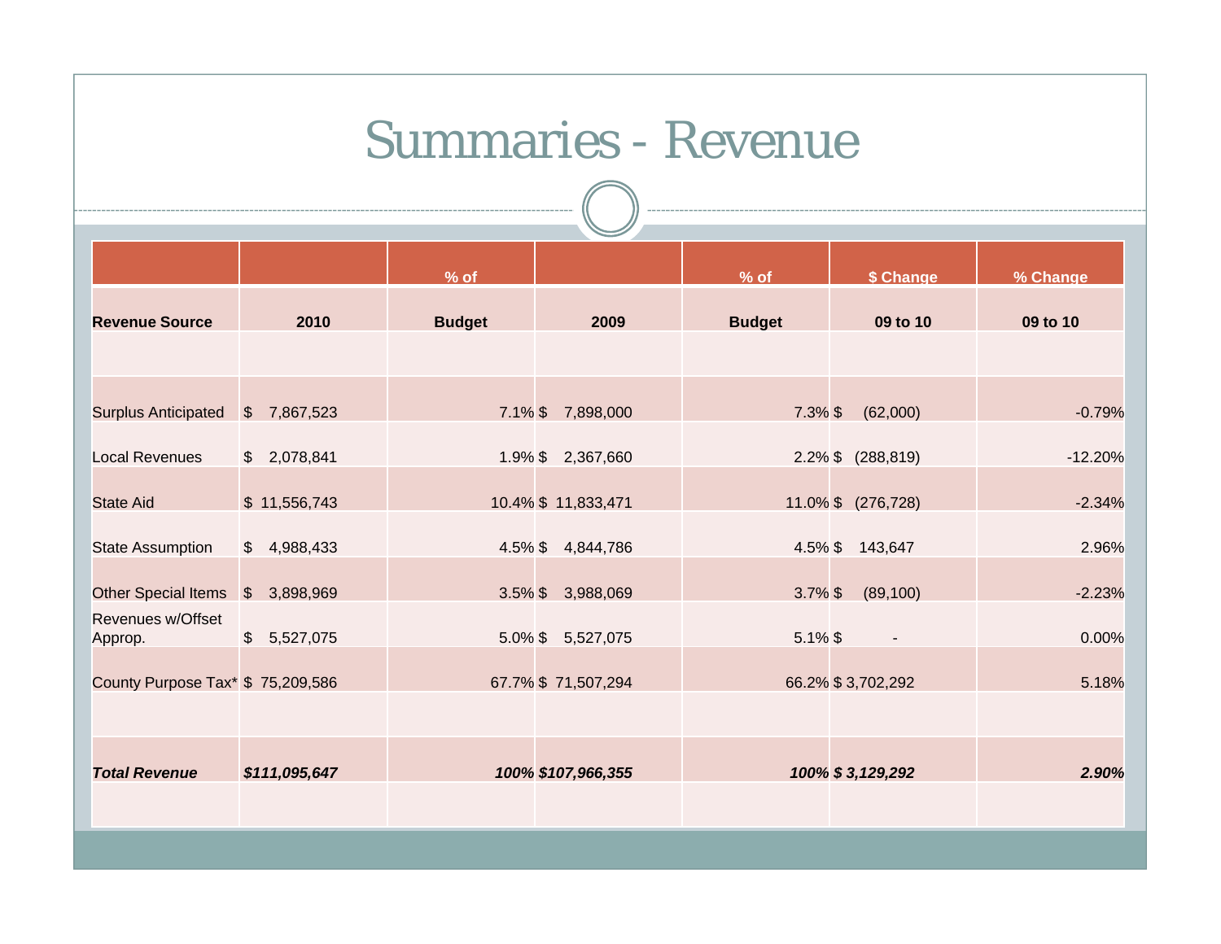# Summaries - Revenue

| Revenue Source | 2010 | % of Budget | 2009 | % of Budget | $ Change 09 to 10 | % Change 09 to 10 |
|---|---|---|---|---|---|---|
| | | | | | | |
| Surplus Anticipated | $ 7,867,523 | 7.1% | $ 7,898,000 | 7.3% | $ (62,000) | -0.79% |
| Local Revenues | $ 2,078,841 | 1.9% | $ 2,367,660 | 2.2% | $ (288,819) | -12.20% |
| State Aid | $ 11,556,743 | 10.4% | $ 11,833,471 | 11.0% | $ (276,728) | -2.34% |
| State Assumption | $ 4,988,433 | 4.5% | $ 4,844,786 | 4.5% | $ 143,647 | 2.96% |
| Other Special Items | $ 3,898,969 | 3.5% | $ 3,988,069 | 3.7% | $ (89,100) | -2.23% |
| Revenues w/Offset Approp. | $ 5,527,075 | 5.0% | $ 5,527,075 | 5.1% | $ - | 0.00% |
| County Purpose Tax* | $ 75,209,586 | 67.7% | $ 71,507,294 | 66.2% | $ 3,702,292 | 5.18% |
| | | | | | | |
| ***Total Revenue*** | ***$111,095,647*** | ***100%*** | ***$107,966,355*** | ***100%*** | ***$ 3,129,292*** | ***2.90%*** |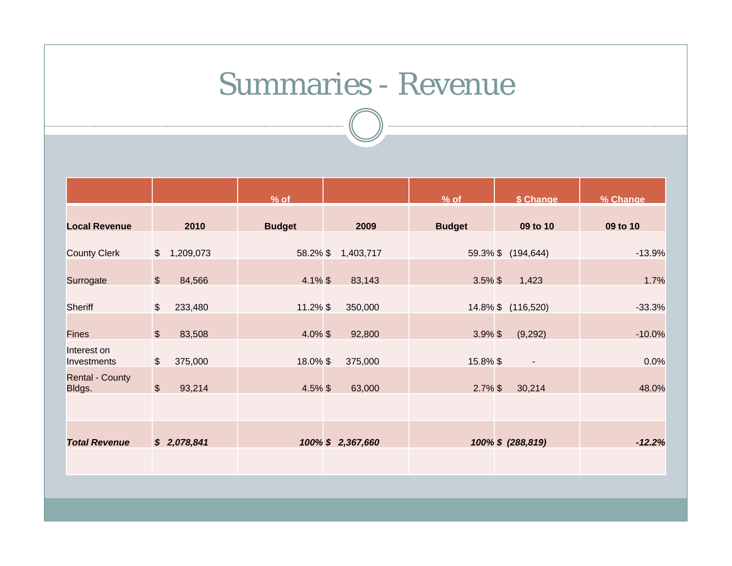# Summaries - Revenue

| Local Revenue | 2010 | % of Budget | 2009 | % of Budget | $ Change 09 to 10 | % Change 09 to 10 |
|---|---|---|---|---|---|---|
| County Clerk | $ 1,209,073 | 58.2% | $ 1,403,717 | 59.3% | $ (194,644) | -13.9% |
| Surrogate | $ 84,566 | 4.1% | $ 83,143 | 3.5% | $ 1,423 | 1.7% |
| Sheriff | $ 233,480 | 11.2% | $ 350,000 | 14.8% | $ (116,520) | -33.3% |
| Fines | $ 83,508 | 4.0% | $ 92,800 | 3.9% | $ (9,292) | -10.0% |
| Interest on Investments | $ 375,000 | 18.0% | $ 375,000 | 15.8% | $ - | 0.0% |
| Rental - County Bldgs. | $ 93,214 | 4.5% | $ 63,000 | 2.7% | $ 30,214 | 48.0% |
| | | | | | | |
| ***Total Revenue*** | ***$ 2,078,841*** | ***100%*** | ***$ 2,367,660*** | ***100%*** | ***$ (288,819)*** | ***-12.2%*** |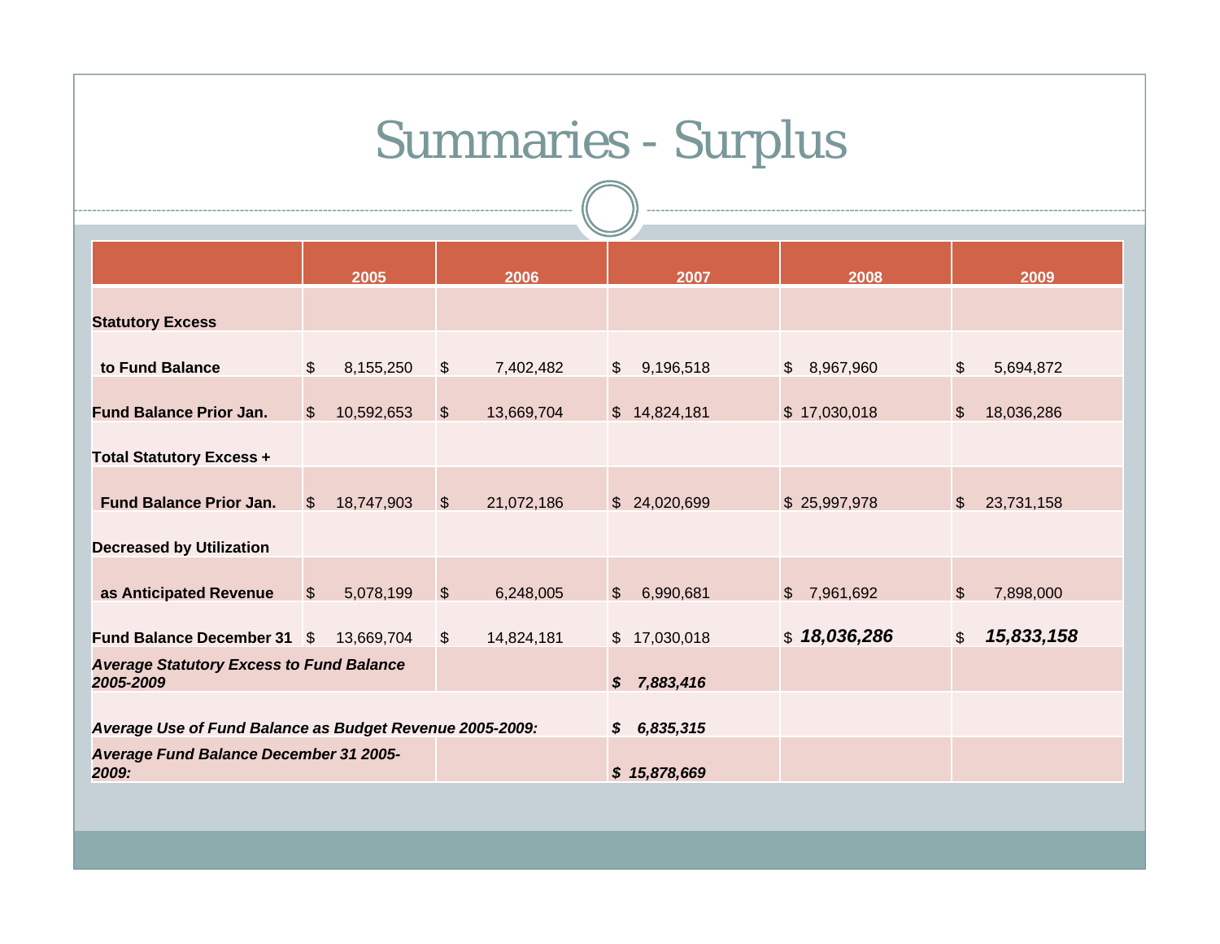# Summaries - Surplus

| | 2005 | 2006 | 2007 | 2008 | 2009 |
|---|---|---|---|---|---|
| **Statutory Excess** | | | | | |
| **to Fund Balance** | $ 8,155,250 | $ 7,402,482 | $ 9,196,518 | $ 8,967,960 | $ 5,694,872 |
| **Fund Balance Prior Jan.** | $ 10,592,653 | $ 13,669,704 | $ 14,824,181 | $ 17,030,018 | $ 18,036,286 |
| **Total Statutory Excess +** | | | | | |
| **Fund Balance Prior Jan.** | $ 18,747,903 | $ 21,072,186 | $ 24,020,699 | $ 25,997,978 | $ 23,731,158 |
| **Decreased by Utilization** | | | | | |
| **as Anticipated Revenue** | $ 5,078,199 | $ 6,248,005 | $ 6,990,681 | $ 7,961,692 | $ 7,898,000 |
| **Fund Balance December 31** | $ 13,669,704 | $ 14,824,181 | $ 17,030,018 | $ ***18,036,286*** | $ ***15,833,158*** |
| ***Average Statutory Excess to Fund Balance 2005-2009*** | | | ***$ 7,883,416*** | | |
| ***Average Use of Fund Balance as Budget Revenue 2005-2009:*** | | | ***$ 6,835,315*** | | |
| ***Average Fund Balance December 31 2005-2009:*** | | | ***$ 15,878,669*** | | |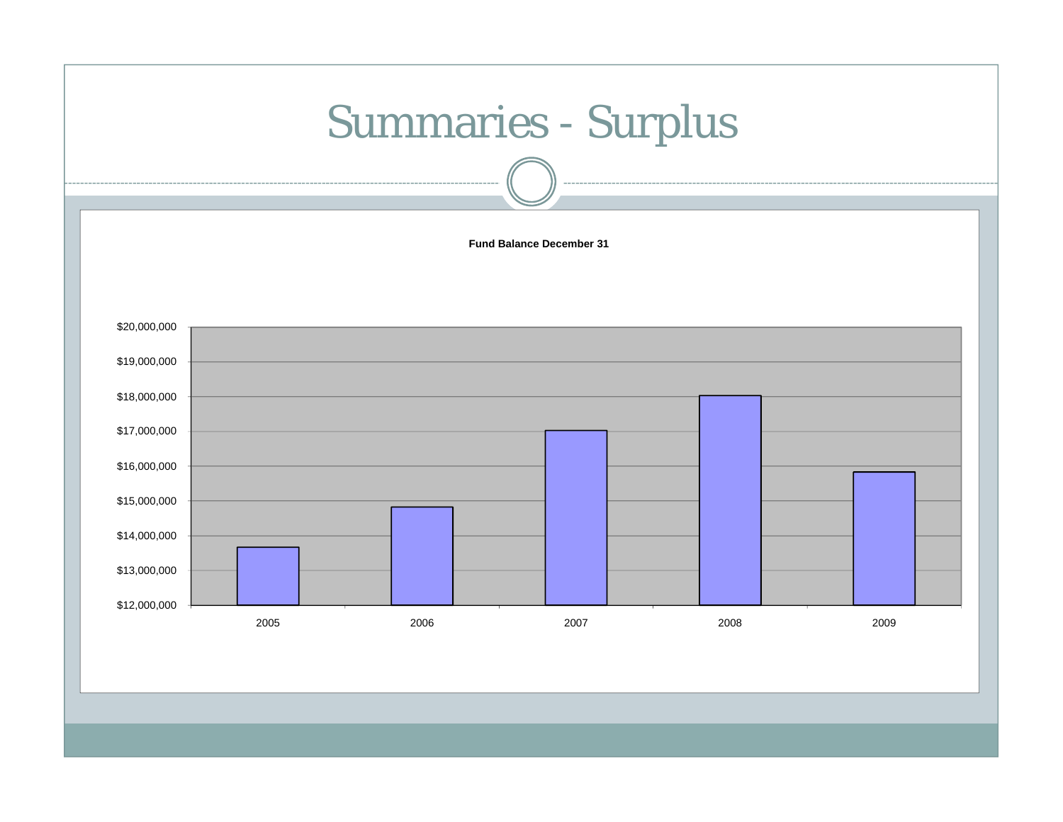# Summaries - Surplus

**Fund Balance December 31**

$20,000,000
$19,000,000
$18,000,000
$17,000,000
$16,000,000
$15,000,000
$14,000,000
$13,000,000
$12,000,000

2005 2006 2007 2008 2009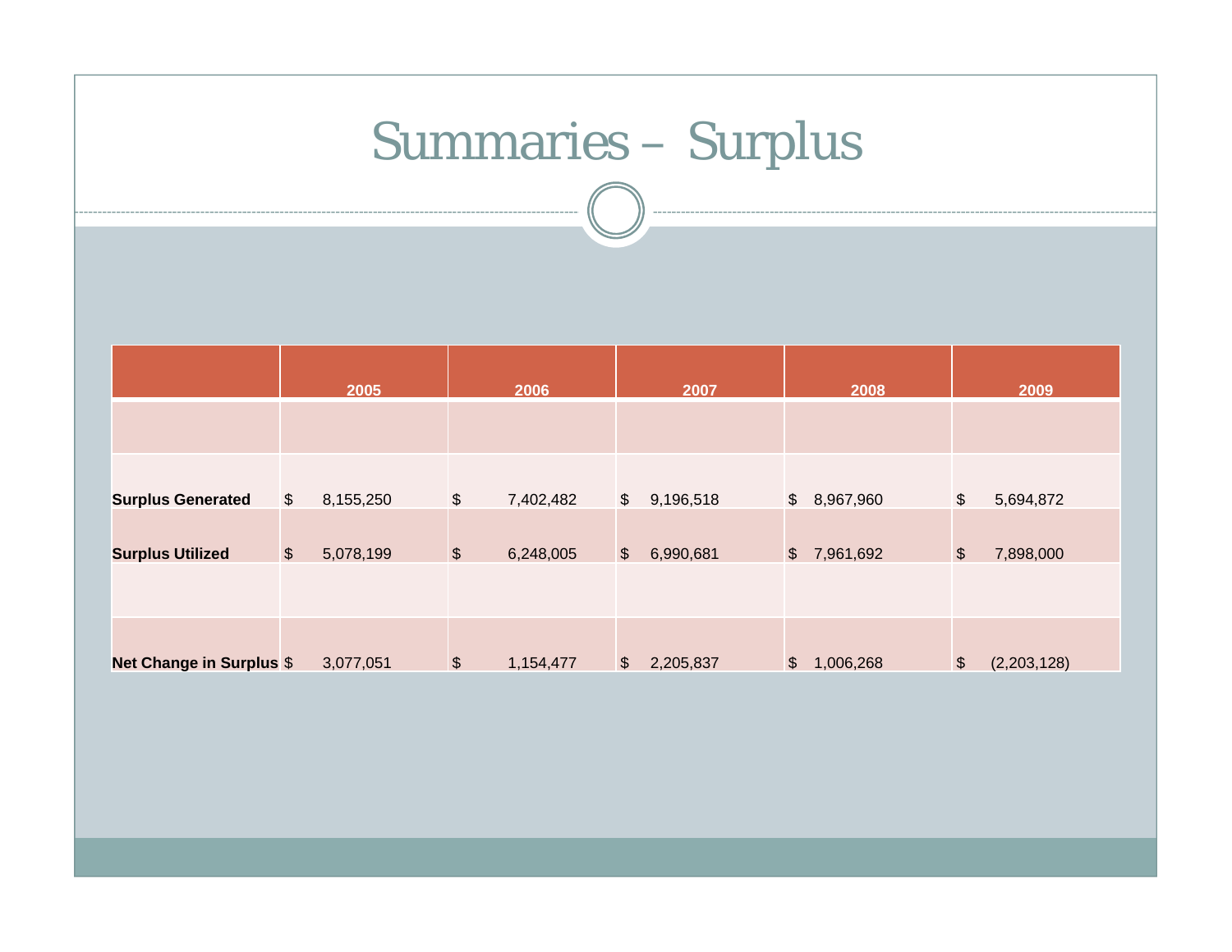# Summaries – Surplus

| | 2005 | 2006 | 2007 | 2008 | 2009 |
|---|---|---|---|---|---|
| | | | | | |
| **Surplus Generated** | $ 8,155,250 | $ 7,402,482 | $ 9,196,518 | $ 8,967,960 | $ 5,694,872 |
| **Surplus Utilized** | $ 5,078,199 | $ 6,248,005 | $ 6,990,681 | $ 7,961,692 | $ 7,898,000 |
| | | | | | |
| **Net Change in Surplus** | $ 3,077,051 | $ 1,154,477 | $ 2,205,837 | $ 1,006,268 | $ (2,203,128) |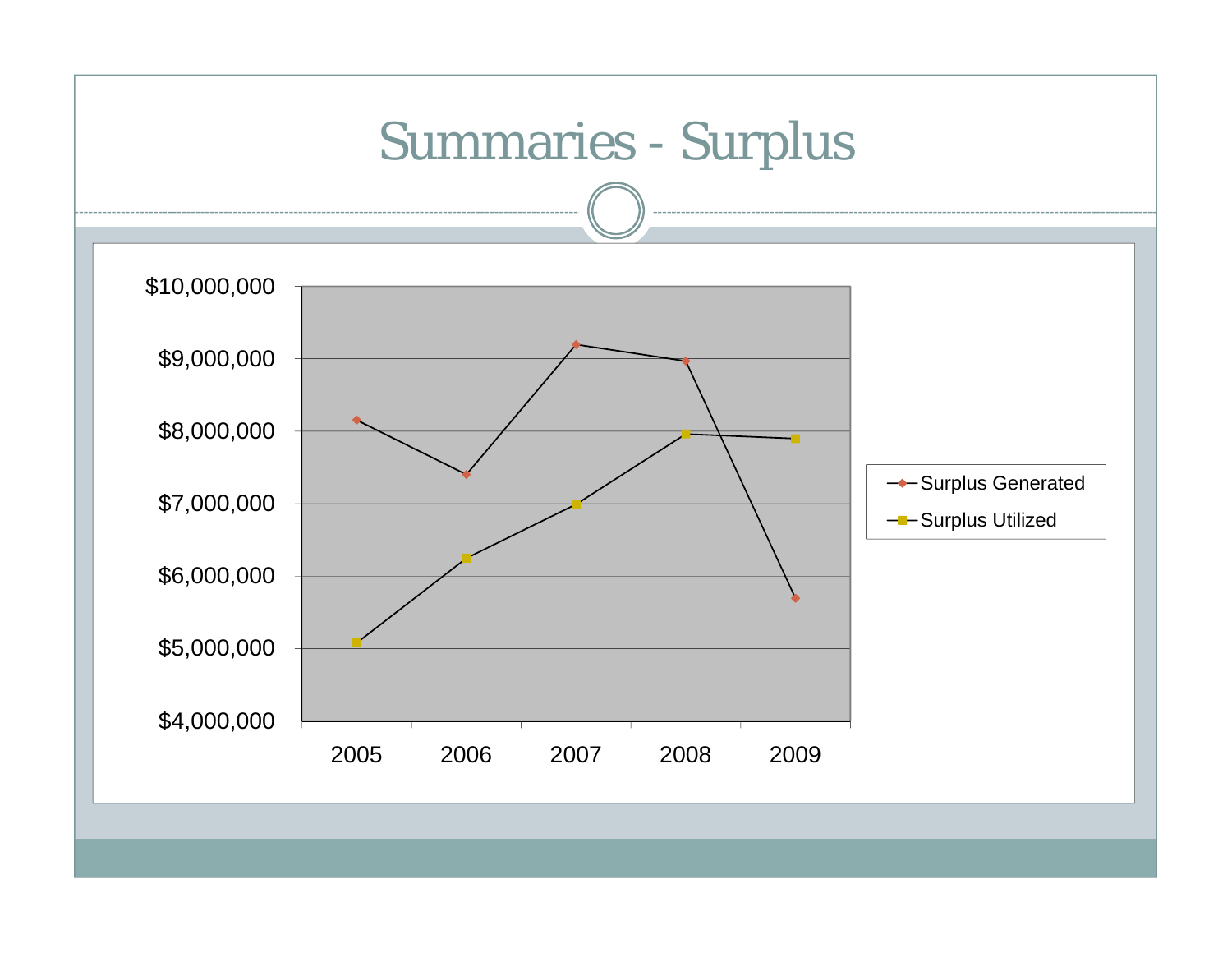# Summaries - Surplus

| | 2005 | 2006 | 2007 | 2008 | 2009 |
|---|---|---|---|---|---|
| Surplus Generated | ~$8,150,000 | ~$7,400,000 | ~$9,200,000 | ~$8,970,000 | ~$5,700,000 |
| Surplus Utilized | ~$5,080,000 | ~$6,250,000 | ~$7,000,000 | ~$7,970,000 | ~$7,900,000 |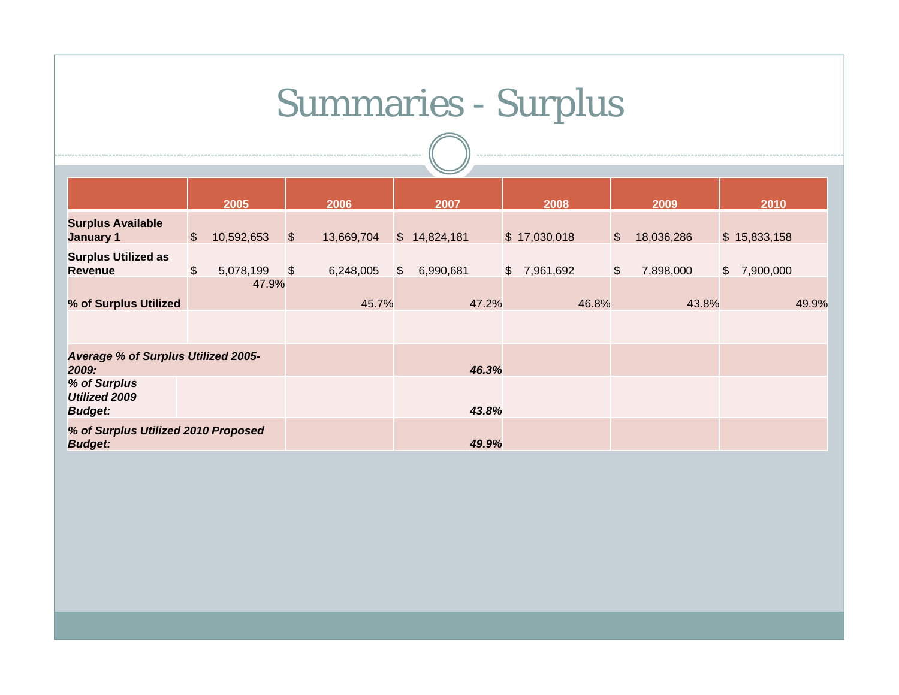# Summaries - Surplus

| | 2005 | 2006 | 2007 | 2008 | 2009 | 2010 |
|---|---|---|---|---|---|---|
| **Surplus Available January 1** | $ 10,592,653 | $ 13,669,704 | $ 14,824,181 | $ 17,030,018 | $ 18,036,286 | $ 15,833,158 |
| **Surplus Utilized as Revenue** | $ 5,078,199 | $ 6,248,005 | $ 6,990,681 | $ 7,961,692 | $ 7,898,000 | $ 7,900,000 |
| **% of Surplus Utilized** | 47.9% | 45.7% | 47.2% | 46.8% | 43.8% | 49.9% |
| | | | | | | |
| ***Average % of Surplus Utilized 2005-2009:*** | | | ***46.3%*** | | | |
| ***% of Surplus Utilized 2009 Budget:*** | | | ***43.8%*** | | | |
| ***% of Surplus Utilized 2010 Proposed Budget:*** | | | ***49.9%*** | | | |